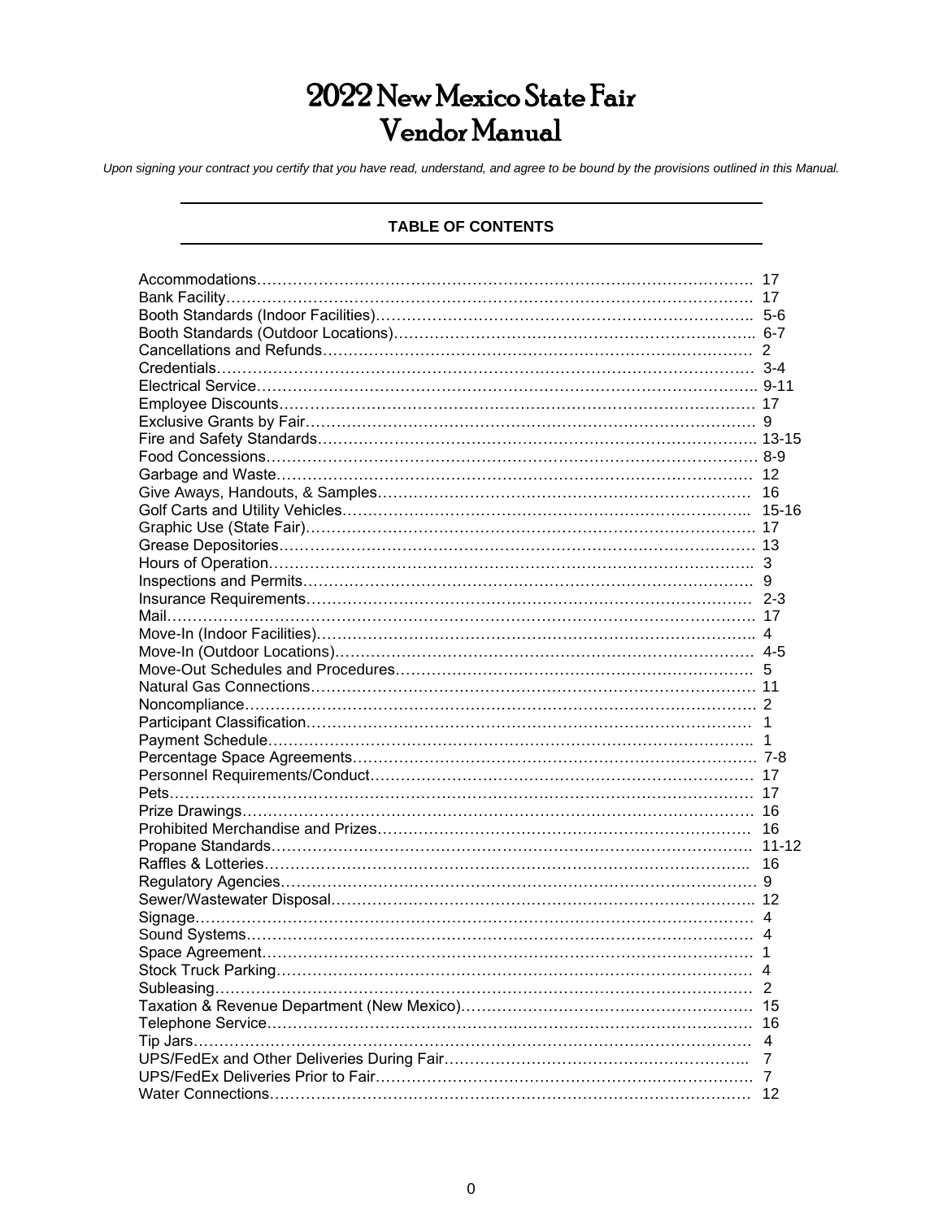# 2022 New Mexico State Fair
# Vendor Manual

*Upon signing your contract you certify that you have read, understand, and agree to be bound by the provisions outlined in this Manual.*

## TABLE OF CONTENTS

| Section | Page |
|---|---|
| Accommodations | 17 |
| Bank Facility | 17 |
| Booth Standards (Indoor Facilities) | 5-6 |
| Booth Standards (Outdoor Locations) | 6-7 |
| Cancellations and Refunds | 2 |
| Credentials | 3-4 |
| Electrical Service | 9-11 |
| Employee Discounts | 17 |
| Exclusive Grants by Fair | 9 |
| Fire and Safety Standards | 13-15 |
| Food Concessions | 8-9 |
| Garbage and Waste | 12 |
| Give Aways, Handouts, & Samples | 16 |
| Golf Carts and Utility Vehicles | 15-16 |
| Graphic Use (State Fair) | 17 |
| Grease Depositories | 13 |
| Hours of Operation | 3 |
| Inspections and Permits | 9 |
| Insurance Requirements | 2-3 |
| Mail | 17 |
| Move-In (Indoor Facilities) | 4 |
| Move-In (Outdoor Locations) | 4-5 |
| Move-Out Schedules and Procedures | 5 |
| Natural Gas Connections | 11 |
| Noncompliance | 2 |
| Participant Classification | 1 |
| Payment Schedule | 1 |
| Percentage Space Agreements | 7-8 |
| Personnel Requirements/Conduct | 17 |
| Pets | 17 |
| Prize Drawings | 16 |
| Prohibited Merchandise and Prizes | 16 |
| Propane Standards | 11-12 |
| Raffles & Lotteries | 16 |
| Regulatory Agencies | 9 |
| Sewer/Wastewater Disposal | 12 |
| Signage | 4 |
| Sound Systems | 4 |
| Space Agreement | 1 |
| Stock Truck Parking | 4 |
| Subleasing | 2 |
| Taxation & Revenue Department (New Mexico) | 15 |
| Telephone Service | 16 |
| Tip Jars | 4 |
| UPS/FedEx and Other Deliveries During Fair | 7 |
| UPS/FedEx Deliveries Prior to Fair | 7 |
| Water Connections | 12 |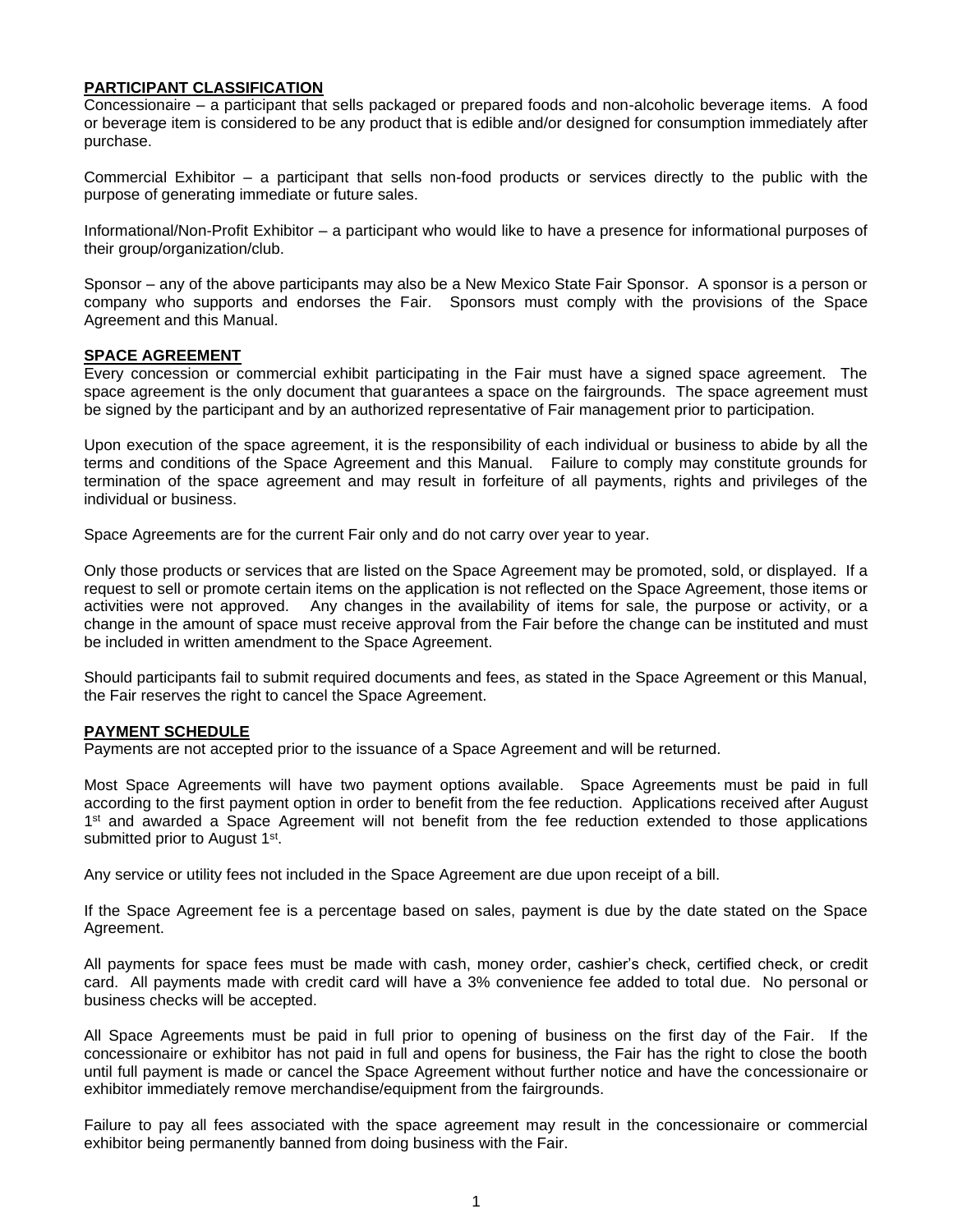## PARTICIPANT CLASSIFICATION

Concessionaire – a participant that sells packaged or prepared foods and non-alcoholic beverage items. A food or beverage item is considered to be any product that is edible and/or designed for consumption immediately after purchase.

Commercial Exhibitor – a participant that sells non-food products or services directly to the public with the purpose of generating immediate or future sales.

Informational/Non-Profit Exhibitor – a participant who would like to have a presence for informational purposes of their group/organization/club.

Sponsor – any of the above participants may also be a New Mexico State Fair Sponsor. A sponsor is a person or company who supports and endorses the Fair. Sponsors must comply with the provisions of the Space Agreement and this Manual.

## SPACE AGREEMENT

Every concession or commercial exhibit participating in the Fair must have a signed space agreement. The space agreement is the only document that guarantees a space on the fairgrounds. The space agreement must be signed by the participant and by an authorized representative of Fair management prior to participation.

Upon execution of the space agreement, it is the responsibility of each individual or business to abide by all the terms and conditions of the Space Agreement and this Manual. Failure to comply may constitute grounds for termination of the space agreement and may result in forfeiture of all payments, rights and privileges of the individual or business.

Space Agreements are for the current Fair only and do not carry over year to year.

Only those products or services that are listed on the Space Agreement may be promoted, sold, or displayed. If a request to sell or promote certain items on the application is not reflected on the Space Agreement, those items or activities were not approved. Any changes in the availability of items for sale, the purpose or activity, or a change in the amount of space must receive approval from the Fair before the change can be instituted and must be included in written amendment to the Space Agreement.

Should participants fail to submit required documents and fees, as stated in the Space Agreement or this Manual, the Fair reserves the right to cancel the Space Agreement.

## PAYMENT SCHEDULE

Payments are not accepted prior to the issuance of a Space Agreement and will be returned.

Most Space Agreements will have two payment options available. Space Agreements must be paid in full according to the first payment option in order to benefit from the fee reduction. Applications received after August 1st and awarded a Space Agreement will not benefit from the fee reduction extended to those applications submitted prior to August 1st.

Any service or utility fees not included in the Space Agreement are due upon receipt of a bill.

If the Space Agreement fee is a percentage based on sales, payment is due by the date stated on the Space Agreement.

All payments for space fees must be made with cash, money order, cashier's check, certified check, or credit card. All payments made with credit card will have a 3% convenience fee added to total due. No personal or business checks will be accepted.

All Space Agreements must be paid in full prior to opening of business on the first day of the Fair. If the concessionaire or exhibitor has not paid in full and opens for business, the Fair has the right to close the booth until full payment is made or cancel the Space Agreement without further notice and have the concessionaire or exhibitor immediately remove merchandise/equipment from the fairgrounds.

Failure to pay all fees associated with the space agreement may result in the concessionaire or commercial exhibitor being permanently banned from doing business with the Fair.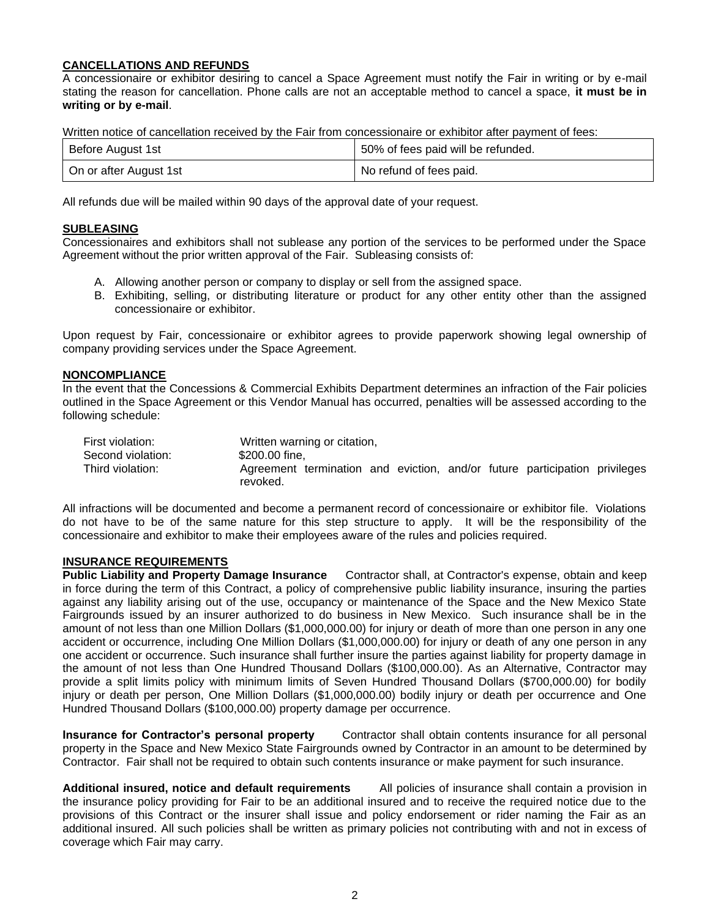**CANCELLATIONS AND REFUNDS**

A concessionaire or exhibitor desiring to cancel a Space Agreement must notify the Fair in writing or by e-mail stating the reason for cancellation. Phone calls are not an acceptable method to cancel a space, **it must be in writing or by e-mail**.

Written notice of cancellation received by the Fair from concessionaire or exhibitor after payment of fees:

| | |
|---|---|
| Before August 1st | 50% of fees paid will be refunded. |
| On or after August 1st | No refund of fees paid. |

All refunds due will be mailed within 90 days of the approval date of your request.

**SUBLEASING**

Concessionaires and exhibitors shall not sublease any portion of the services to be performed under the Space Agreement without the prior written approval of the Fair. Subleasing consists of:

A. Allowing another person or company to display or sell from the assigned space.
B. Exhibiting, selling, or distributing literature or product for any other entity other than the assigned concessionaire or exhibitor.

Upon request by Fair, concessionaire or exhibitor agrees to provide paperwork showing legal ownership of company providing services under the Space Agreement.

**NONCOMPLIANCE**

In the event that the Concessions & Commercial Exhibits Department determines an infraction of the Fair policies outlined in the Space Agreement or this Vendor Manual has occurred, penalties will be assessed according to the following schedule:

| | |
|---|---|
| First violation: | Written warning or citation, |
| Second violation: | $200.00 fine, |
| Third violation: | Agreement termination and eviction, and/or future participation privileges revoked. |

All infractions will be documented and become a permanent record of concessionaire or exhibitor file. Violations do not have to be of the same nature for this step structure to apply. It will be the responsibility of the concessionaire and exhibitor to make their employees aware of the rules and policies required.

**INSURANCE REQUIREMENTS**

**Public Liability and Property Damage Insurance** Contractor shall, at Contractor's expense, obtain and keep in force during the term of this Contract, a policy of comprehensive public liability insurance, insuring the parties against any liability arising out of the use, occupancy or maintenance of the Space and the New Mexico State Fairgrounds issued by an insurer authorized to do business in New Mexico. Such insurance shall be in the amount of not less than one Million Dollars ($1,000,000.00) for injury or death of more than one person in any one accident or occurrence, including One Million Dollars ($1,000,000.00) for injury or death of any one person in any one accident or occurrence. Such insurance shall further insure the parties against liability for property damage in the amount of not less than One Hundred Thousand Dollars ($100,000.00). As an Alternative, Contractor may provide a split limits policy with minimum limits of Seven Hundred Thousand Dollars ($700,000.00) for bodily injury or death per person, One Million Dollars ($1,000,000.00) bodily injury or death per occurrence and One Hundred Thousand Dollars ($100,000.00) property damage per occurrence.

**Insurance for Contractor's personal property** Contractor shall obtain contents insurance for all personal property in the Space and New Mexico State Fairgrounds owned by Contractor in an amount to be determined by Contractor. Fair shall not be required to obtain such contents insurance or make payment for such insurance.

**Additional insured, notice and default requirements** All policies of insurance shall contain a provision in the insurance policy providing for Fair to be an additional insured and to receive the required notice due to the provisions of this Contract or the insurer shall issue and policy endorsement or rider naming the Fair as an additional insured. All such policies shall be written as primary policies not contributing with and not in excess of coverage which Fair may carry.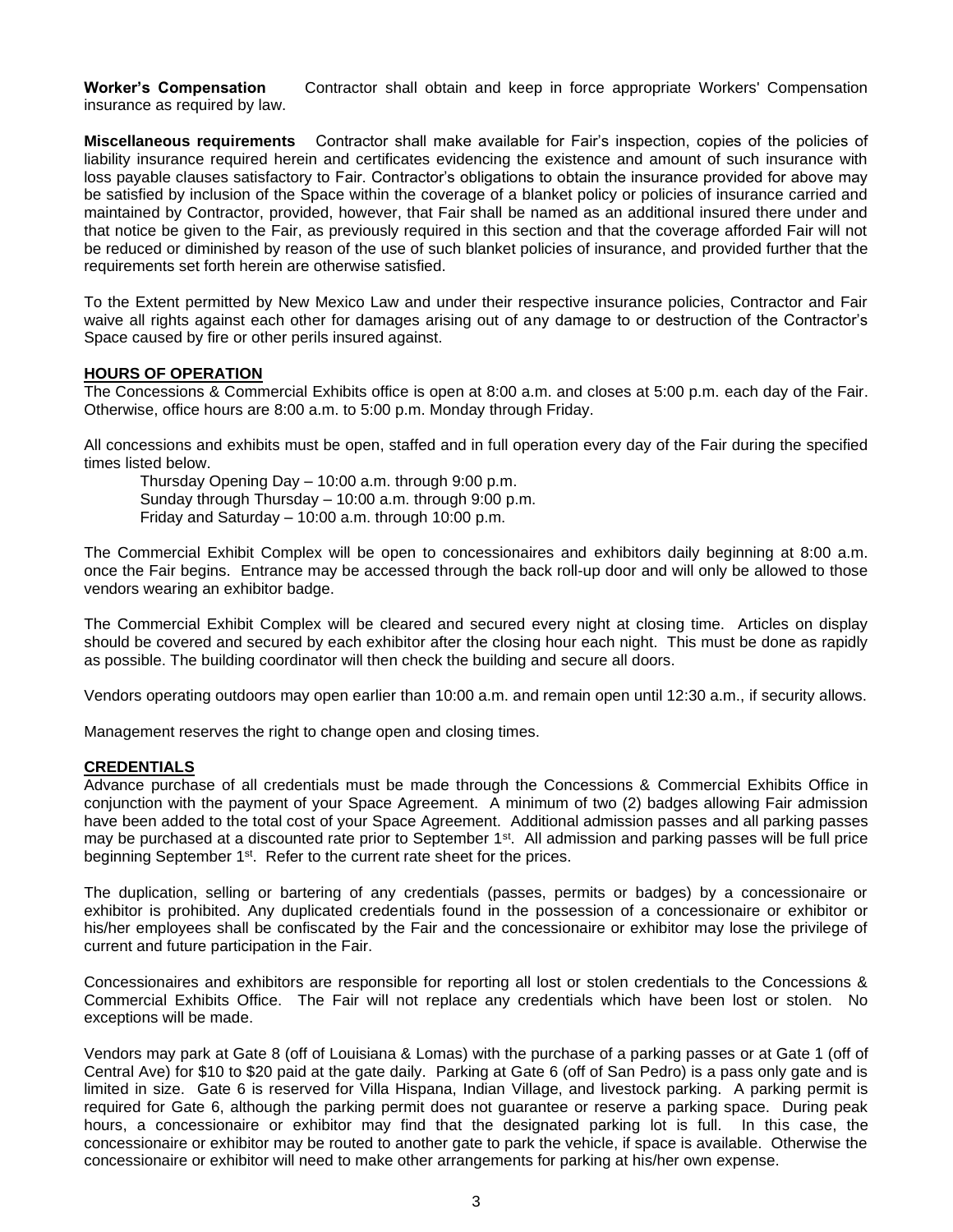**Worker's Compensation** Contractor shall obtain and keep in force appropriate Workers' Compensation insurance as required by law.

**Miscellaneous requirements** Contractor shall make available for Fair's inspection, copies of the policies of liability insurance required herein and certificates evidencing the existence and amount of such insurance with loss payable clauses satisfactory to Fair. Contractor's obligations to obtain the insurance provided for above may be satisfied by inclusion of the Space within the coverage of a blanket policy or policies of insurance carried and maintained by Contractor, provided, however, that Fair shall be named as an additional insured there under and that notice be given to the Fair, as previously required in this section and that the coverage afforded Fair will not be reduced or diminished by reason of the use of such blanket policies of insurance, and provided further that the requirements set forth herein are otherwise satisfied.

To the Extent permitted by New Mexico Law and under their respective insurance policies, Contractor and Fair waive all rights against each other for damages arising out of any damage to or destruction of the Contractor's Space caused by fire or other perils insured against.

## HOURS OF OPERATION

The Concessions & Commercial Exhibits office is open at 8:00 a.m. and closes at 5:00 p.m. each day of the Fair. Otherwise, office hours are 8:00 a.m. to 5:00 p.m. Monday through Friday.

All concessions and exhibits must be open, staffed and in full operation every day of the Fair during the specified times listed below.

Thursday Opening Day – 10:00 a.m. through 9:00 p.m.
Sunday through Thursday – 10:00 a.m. through 9:00 p.m.
Friday and Saturday – 10:00 a.m. through 10:00 p.m.

The Commercial Exhibit Complex will be open to concessionaires and exhibitors daily beginning at 8:00 a.m. once the Fair begins. Entrance may be accessed through the back roll-up door and will only be allowed to those vendors wearing an exhibitor badge.

The Commercial Exhibit Complex will be cleared and secured every night at closing time. Articles on display should be covered and secured by each exhibitor after the closing hour each night. This must be done as rapidly as possible. The building coordinator will then check the building and secure all doors.

Vendors operating outdoors may open earlier than 10:00 a.m. and remain open until 12:30 a.m., if security allows.

Management reserves the right to change open and closing times.

## CREDENTIALS

Advance purchase of all credentials must be made through the Concessions & Commercial Exhibits Office in conjunction with the payment of your Space Agreement. A minimum of two (2) badges allowing Fair admission have been added to the total cost of your Space Agreement. Additional admission passes and all parking passes may be purchased at a discounted rate prior to September 1st. All admission and parking passes will be full price beginning September 1st. Refer to the current rate sheet for the prices.

The duplication, selling or bartering of any credentials (passes, permits or badges) by a concessionaire or exhibitor is prohibited. Any duplicated credentials found in the possession of a concessionaire or exhibitor or his/her employees shall be confiscated by the Fair and the concessionaire or exhibitor may lose the privilege of current and future participation in the Fair.

Concessionaires and exhibitors are responsible for reporting all lost or stolen credentials to the Concessions & Commercial Exhibits Office. The Fair will not replace any credentials which have been lost or stolen. No exceptions will be made.

Vendors may park at Gate 8 (off of Louisiana & Lomas) with the purchase of a parking passes or at Gate 1 (off of Central Ave) for $10 to $20 paid at the gate daily. Parking at Gate 6 (off of San Pedro) is a pass only gate and is limited in size. Gate 6 is reserved for Villa Hispana, Indian Village, and livestock parking. A parking permit is required for Gate 6, although the parking permit does not guarantee or reserve a parking space. During peak hours, a concessionaire or exhibitor may find that the designated parking lot is full. In this case, the concessionaire or exhibitor may be routed to another gate to park the vehicle, if space is available. Otherwise the concessionaire or exhibitor will need to make other arrangements for parking at his/her own expense.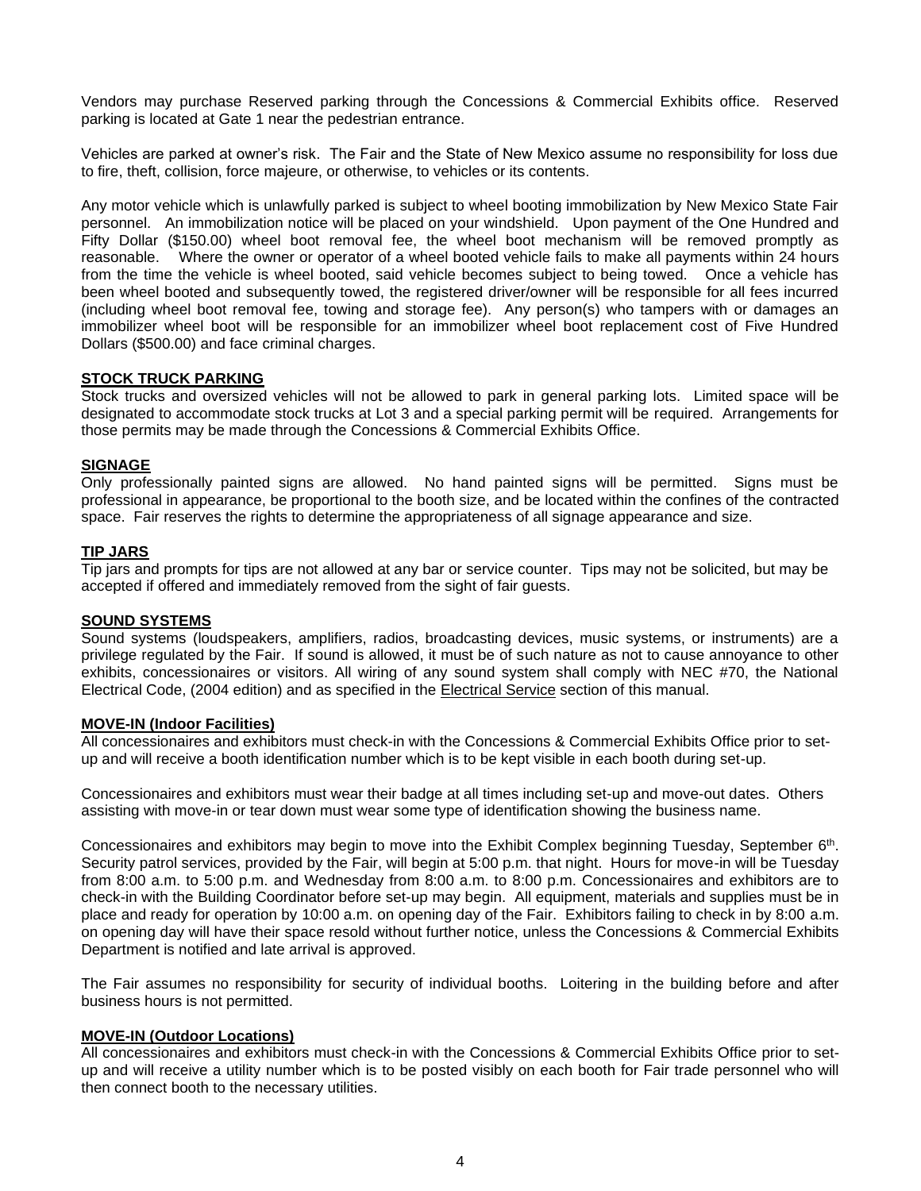Vendors may purchase Reserved parking through the Concessions & Commercial Exhibits office. Reserved parking is located at Gate 1 near the pedestrian entrance.

Vehicles are parked at owner's risk. The Fair and the State of New Mexico assume no responsibility for loss due to fire, theft, collision, force majeure, or otherwise, to vehicles or its contents.

Any motor vehicle which is unlawfully parked is subject to wheel booting immobilization by New Mexico State Fair personnel. An immobilization notice will be placed on your windshield. Upon payment of the One Hundred and Fifty Dollar ($150.00) wheel boot removal fee, the wheel boot mechanism will be removed promptly as reasonable. Where the owner or operator of a wheel booted vehicle fails to make all payments within 24 hours from the time the vehicle is wheel booted, said vehicle becomes subject to being towed. Once a vehicle has been wheel booted and subsequently towed, the registered driver/owner will be responsible for all fees incurred (including wheel boot removal fee, towing and storage fee). Any person(s) who tampers with or damages an immobilizer wheel boot will be responsible for an immobilizer wheel boot replacement cost of Five Hundred Dollars ($500.00) and face criminal charges.

**STOCK TRUCK PARKING**

Stock trucks and oversized vehicles will not be allowed to park in general parking lots. Limited space will be designated to accommodate stock trucks at Lot 3 and a special parking permit will be required. Arrangements for those permits may be made through the Concessions & Commercial Exhibits Office.

**SIGNAGE**

Only professionally painted signs are allowed. No hand painted signs will be permitted. Signs must be professional in appearance, be proportional to the booth size, and be located within the confines of the contracted space. Fair reserves the rights to determine the appropriateness of all signage appearance and size.

**TIP JARS**

Tip jars and prompts for tips are not allowed at any bar or service counter. Tips may not be solicited, but may be accepted if offered and immediately removed from the sight of fair guests.

**SOUND SYSTEMS**

Sound systems (loudspeakers, amplifiers, radios, broadcasting devices, music systems, or instruments) are a privilege regulated by the Fair. If sound is allowed, it must be of such nature as not to cause annoyance to other exhibits, concessionaires or visitors. All wiring of any sound system shall comply with NEC #70, the National Electrical Code, (2004 edition) and as specified in the Electrical Service section of this manual.

**MOVE-IN (Indoor Facilities)**

All concessionaires and exhibitors must check-in with the Concessions & Commercial Exhibits Office prior to set-up and will receive a booth identification number which is to be kept visible in each booth during set-up.

Concessionaires and exhibitors must wear their badge at all times including set-up and move-out dates. Others assisting with move-in or tear down must wear some type of identification showing the business name.

Concessionaires and exhibitors may begin to move into the Exhibit Complex beginning Tuesday, September 6th. Security patrol services, provided by the Fair, will begin at 5:00 p.m. that night. Hours for move-in will be Tuesday from 8:00 a.m. to 5:00 p.m. and Wednesday from 8:00 a.m. to 8:00 p.m. Concessionaires and exhibitors are to check-in with the Building Coordinator before set-up may begin. All equipment, materials and supplies must be in place and ready for operation by 10:00 a.m. on opening day of the Fair. Exhibitors failing to check in by 8:00 a.m. on opening day will have their space resold without further notice, unless the Concessions & Commercial Exhibits Department is notified and late arrival is approved.

The Fair assumes no responsibility for security of individual booths. Loitering in the building before and after business hours is not permitted.

**MOVE-IN (Outdoor Locations)**

All concessionaires and exhibitors must check-in with the Concessions & Commercial Exhibits Office prior to set-up and will receive a utility number which is to be posted visibly on each booth for Fair trade personnel who will then connect booth to the necessary utilities.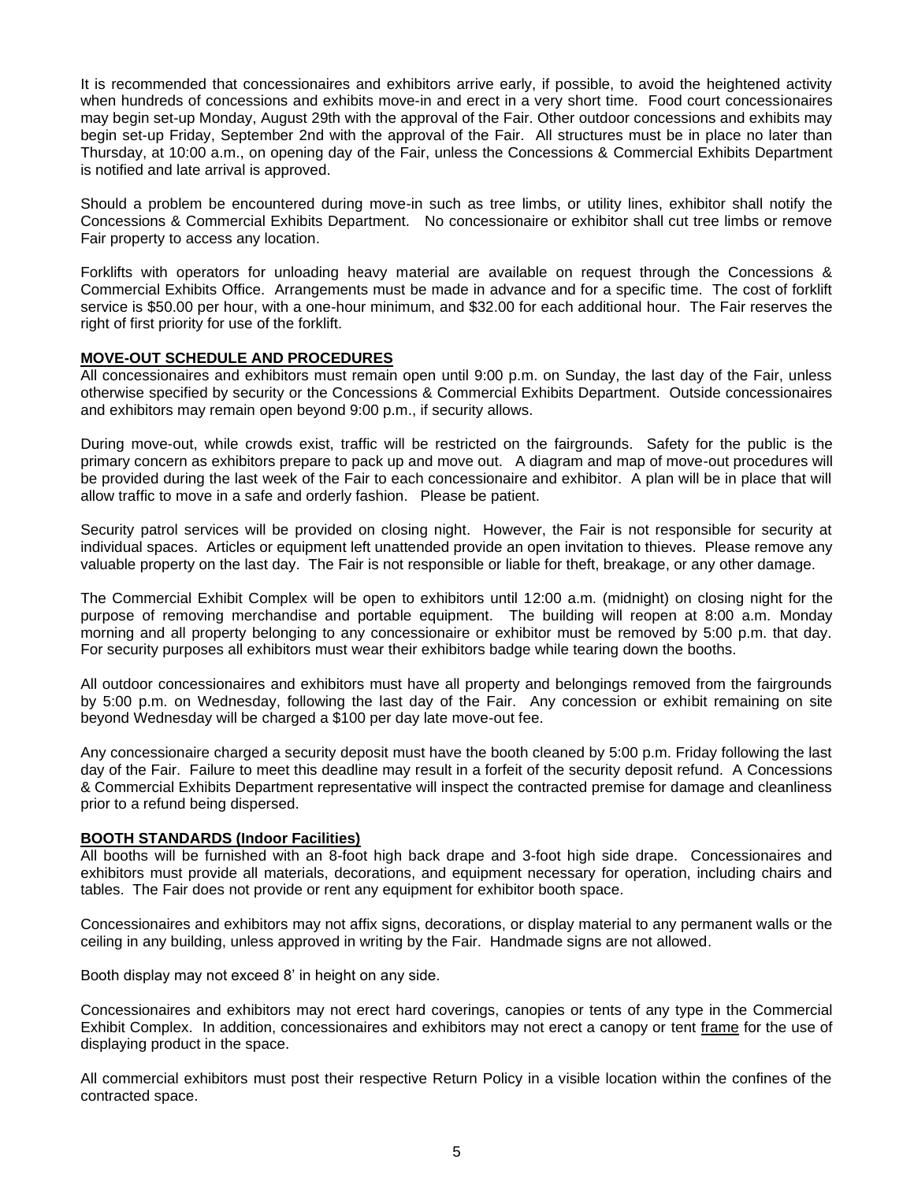It is recommended that concessionaires and exhibitors arrive early, if possible, to avoid the heightened activity when hundreds of concessions and exhibits move-in and erect in a very short time. Food court concessionaires may begin set-up Monday, August 29th with the approval of the Fair. Other outdoor concessions and exhibits may begin set-up Friday, September 2nd with the approval of the Fair. All structures must be in place no later than Thursday, at 10:00 a.m., on opening day of the Fair, unless the Concessions & Commercial Exhibits Department is notified and late arrival is approved.

Should a problem be encountered during move-in such as tree limbs, or utility lines, exhibitor shall notify the Concessions & Commercial Exhibits Department. No concessionaire or exhibitor shall cut tree limbs or remove Fair property to access any location.

Forklifts with operators for unloading heavy material are available on request through the Concessions & Commercial Exhibits Office. Arrangements must be made in advance and for a specific time. The cost of forklift service is $50.00 per hour, with a one-hour minimum, and $32.00 for each additional hour. The Fair reserves the right of first priority for use of the forklift.

## MOVE-OUT SCHEDULE AND PROCEDURES

All concessionaires and exhibitors must remain open until 9:00 p.m. on Sunday, the last day of the Fair, unless otherwise specified by security or the Concessions & Commercial Exhibits Department. Outside concessionaires and exhibitors may remain open beyond 9:00 p.m., if security allows.

During move-out, while crowds exist, traffic will be restricted on the fairgrounds. Safety for the public is the primary concern as exhibitors prepare to pack up and move out. A diagram and map of move-out procedures will be provided during the last week of the Fair to each concessionaire and exhibitor. A plan will be in place that will allow traffic to move in a safe and orderly fashion. Please be patient.

Security patrol services will be provided on closing night. However, the Fair is not responsible for security at individual spaces. Articles or equipment left unattended provide an open invitation to thieves. Please remove any valuable property on the last day. The Fair is not responsible or liable for theft, breakage, or any other damage.

The Commercial Exhibit Complex will be open to exhibitors until 12:00 a.m. (midnight) on closing night for the purpose of removing merchandise and portable equipment. The building will reopen at 8:00 a.m. Monday morning and all property belonging to any concessionaire or exhibitor must be removed by 5:00 p.m. that day. For security purposes all exhibitors must wear their exhibitors badge while tearing down the booths.

All outdoor concessionaires and exhibitors must have all property and belongings removed from the fairgrounds by 5:00 p.m. on Wednesday, following the last day of the Fair. Any concession or exhibit remaining on site beyond Wednesday will be charged a $100 per day late move-out fee.

Any concessionaire charged a security deposit must have the booth cleaned by 5:00 p.m. Friday following the last day of the Fair. Failure to meet this deadline may result in a forfeit of the security deposit refund. A Concessions & Commercial Exhibits Department representative will inspect the contracted premise for damage and cleanliness prior to a refund being dispersed.

## BOOTH STANDARDS (Indoor Facilities)

All booths will be furnished with an 8-foot high back drape and 3-foot high side drape. Concessionaires and exhibitors must provide all materials, decorations, and equipment necessary for operation, including chairs and tables. The Fair does not provide or rent any equipment for exhibitor booth space.

Concessionaires and exhibitors may not affix signs, decorations, or display material to any permanent walls or the ceiling in any building, unless approved in writing by the Fair. Handmade signs are not allowed.

Booth display may not exceed 8' in height on any side.

Concessionaires and exhibitors may not erect hard coverings, canopies or tents of any type in the Commercial Exhibit Complex. In addition, concessionaires and exhibitors may not erect a canopy or tent frame for the use of displaying product in the space.

All commercial exhibitors must post their respective Return Policy in a visible location within the confines of the contracted space.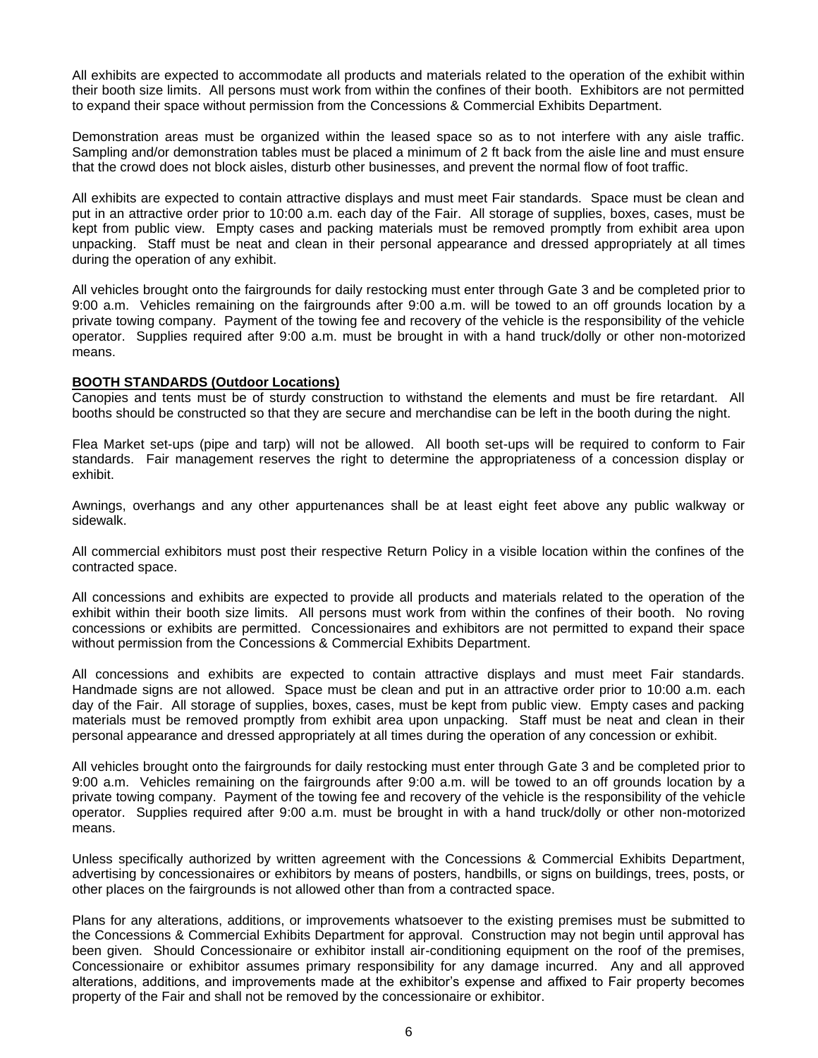All exhibits are expected to accommodate all products and materials related to the operation of the exhibit within their booth size limits. All persons must work from within the confines of their booth. Exhibitors are not permitted to expand their space without permission from the Concessions & Commercial Exhibits Department.

Demonstration areas must be organized within the leased space so as to not interfere with any aisle traffic. Sampling and/or demonstration tables must be placed a minimum of 2 ft back from the aisle line and must ensure that the crowd does not block aisles, disturb other businesses, and prevent the normal flow of foot traffic.

All exhibits are expected to contain attractive displays and must meet Fair standards. Space must be clean and put in an attractive order prior to 10:00 a.m. each day of the Fair. All storage of supplies, boxes, cases, must be kept from public view. Empty cases and packing materials must be removed promptly from exhibit area upon unpacking. Staff must be neat and clean in their personal appearance and dressed appropriately at all times during the operation of any exhibit.

All vehicles brought onto the fairgrounds for daily restocking must enter through Gate 3 and be completed prior to 9:00 a.m. Vehicles remaining on the fairgrounds after 9:00 a.m. will be towed to an off grounds location by a private towing company. Payment of the towing fee and recovery of the vehicle is the responsibility of the vehicle operator. Supplies required after 9:00 a.m. must be brought in with a hand truck/dolly or other non-motorized means.

**BOOTH STANDARDS (Outdoor Locations)**

Canopies and tents must be of sturdy construction to withstand the elements and must be fire retardant. All booths should be constructed so that they are secure and merchandise can be left in the booth during the night.

Flea Market set-ups (pipe and tarp) will not be allowed. All booth set-ups will be required to conform to Fair standards. Fair management reserves the right to determine the appropriateness of a concession display or exhibit.

Awnings, overhangs and any other appurtenances shall be at least eight feet above any public walkway or sidewalk.

All commercial exhibitors must post their respective Return Policy in a visible location within the confines of the contracted space.

All concessions and exhibits are expected to provide all products and materials related to the operation of the exhibit within their booth size limits. All persons must work from within the confines of their booth. No roving concessions or exhibits are permitted. Concessionaires and exhibitors are not permitted to expand their space without permission from the Concessions & Commercial Exhibits Department.

All concessions and exhibits are expected to contain attractive displays and must meet Fair standards. Handmade signs are not allowed. Space must be clean and put in an attractive order prior to 10:00 a.m. each day of the Fair. All storage of supplies, boxes, cases, must be kept from public view. Empty cases and packing materials must be removed promptly from exhibit area upon unpacking. Staff must be neat and clean in their personal appearance and dressed appropriately at all times during the operation of any concession or exhibit.

All vehicles brought onto the fairgrounds for daily restocking must enter through Gate 3 and be completed prior to 9:00 a.m. Vehicles remaining on the fairgrounds after 9:00 a.m. will be towed to an off grounds location by a private towing company. Payment of the towing fee and recovery of the vehicle is the responsibility of the vehicle operator. Supplies required after 9:00 a.m. must be brought in with a hand truck/dolly or other non-motorized means.

Unless specifically authorized by written agreement with the Concessions & Commercial Exhibits Department, advertising by concessionaires or exhibitors by means of posters, handbills, or signs on buildings, trees, posts, or other places on the fairgrounds is not allowed other than from a contracted space.

Plans for any alterations, additions, or improvements whatsoever to the existing premises must be submitted to the Concessions & Commercial Exhibits Department for approval. Construction may not begin until approval has been given. Should Concessionaire or exhibitor install air-conditioning equipment on the roof of the premises, Concessionaire or exhibitor assumes primary responsibility for any damage incurred. Any and all approved alterations, additions, and improvements made at the exhibitor's expense and affixed to Fair property becomes property of the Fair and shall not be removed by the concessionaire or exhibitor.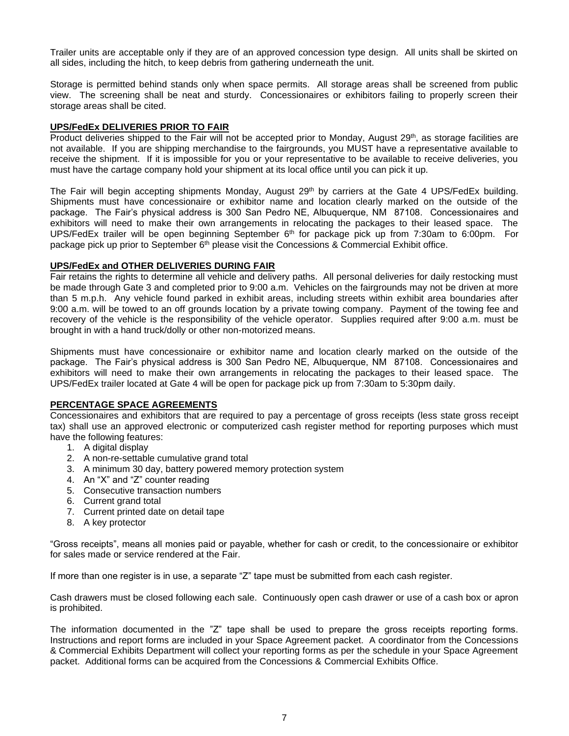Trailer units are acceptable only if they are of an approved concession type design. All units shall be skirted on all sides, including the hitch, to keep debris from gathering underneath the unit.

Storage is permitted behind stands only when space permits. All storage areas shall be screened from public view. The screening shall be neat and sturdy. Concessionaires or exhibitors failing to properly screen their storage areas shall be cited.

## UPS/FedEx DELIVERIES PRIOR TO FAIR

Product deliveries shipped to the Fair will not be accepted prior to Monday, August 29th, as storage facilities are not available. If you are shipping merchandise to the fairgrounds, you MUST have a representative available to receive the shipment. If it is impossible for you or your representative to be available to receive deliveries, you must have the cartage company hold your shipment at its local office until you can pick it up.

The Fair will begin accepting shipments Monday, August 29th by carriers at the Gate 4 UPS/FedEx building. Shipments must have concessionaire or exhibitor name and location clearly marked on the outside of the package. The Fair's physical address is 300 San Pedro NE, Albuquerque, NM 87108. Concessionaires and exhibitors will need to make their own arrangements in relocating the packages to their leased space. The UPS/FedEx trailer will be open beginning September 6th for package pick up from 7:30am to 6:00pm. For package pick up prior to September 6th please visit the Concessions & Commercial Exhibit office.

## UPS/FedEx and OTHER DELIVERIES DURING FAIR

Fair retains the rights to determine all vehicle and delivery paths. All personal deliveries for daily restocking must be made through Gate 3 and completed prior to 9:00 a.m. Vehicles on the fairgrounds may not be driven at more than 5 m.p.h. Any vehicle found parked in exhibit areas, including streets within exhibit area boundaries after 9:00 a.m. will be towed to an off grounds location by a private towing company. Payment of the towing fee and recovery of the vehicle is the responsibility of the vehicle operator. Supplies required after 9:00 a.m. must be brought in with a hand truck/dolly or other non-motorized means.

Shipments must have concessionaire or exhibitor name and location clearly marked on the outside of the package. The Fair's physical address is 300 San Pedro NE, Albuquerque, NM 87108. Concessionaires and exhibitors will need to make their own arrangements in relocating the packages to their leased space. The UPS/FedEx trailer located at Gate 4 will be open for package pick up from 7:30am to 5:30pm daily.

## PERCENTAGE SPACE AGREEMENTS

Concessionaires and exhibitors that are required to pay a percentage of gross receipts (less state gross receipt tax) shall use an approved electronic or computerized cash register method for reporting purposes which must have the following features:

1. A digital display
2. A non-re-settable cumulative grand total
3. A minimum 30 day, battery powered memory protection system
4. An "X" and "Z" counter reading
5. Consecutive transaction numbers
6. Current grand total
7. Current printed date on detail tape
8. A key protector

"Gross receipts", means all monies paid or payable, whether for cash or credit, to the concessionaire or exhibitor for sales made or service rendered at the Fair.

If more than one register is in use, a separate "Z" tape must be submitted from each cash register.

Cash drawers must be closed following each sale. Continuously open cash drawer or use of a cash box or apron is prohibited.

The information documented in the "Z" tape shall be used to prepare the gross receipts reporting forms. Instructions and report forms are included in your Space Agreement packet. A coordinator from the Concessions & Commercial Exhibits Department will collect your reporting forms as per the schedule in your Space Agreement packet. Additional forms can be acquired from the Concessions & Commercial Exhibits Office.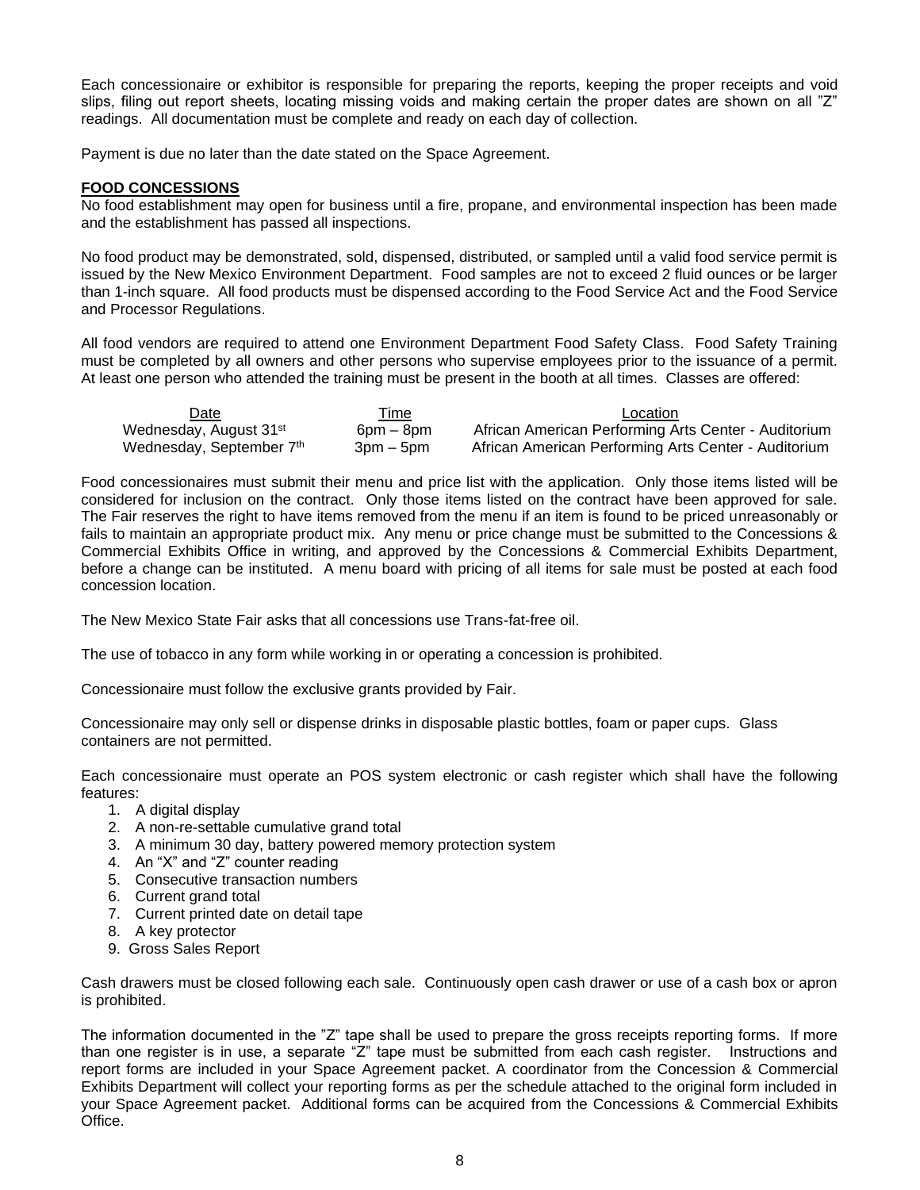Each concessionaire or exhibitor is responsible for preparing the reports, keeping the proper receipts and void slips, filing out report sheets, locating missing voids and making certain the proper dates are shown on all "Z" readings. All documentation must be complete and ready on each day of collection.

Payment is due no later than the date stated on the Space Agreement.

## FOOD CONCESSIONS

No food establishment may open for business until a fire, propane, and environmental inspection has been made and the establishment has passed all inspections.

No food product may be demonstrated, sold, dispensed, distributed, or sampled until a valid food service permit is issued by the New Mexico Environment Department. Food samples are not to exceed 2 fluid ounces or be larger than 1-inch square. All food products must be dispensed according to the Food Service Act and the Food Service and Processor Regulations.

All food vendors are required to attend one Environment Department Food Safety Class. Food Safety Training must be completed by all owners and other persons who supervise employees prior to the issuance of a permit. At least one person who attended the training must be present in the booth at all times. Classes are offered:

| Date | Time | Location |
|---|---|---|
| Wednesday, August 31st | 6pm – 8pm | African American Performing Arts Center - Auditorium |
| Wednesday, September 7th | 3pm – 5pm | African American Performing Arts Center - Auditorium |

Food concessionaires must submit their menu and price list with the application. Only those items listed will be considered for inclusion on the contract. Only those items listed on the contract have been approved for sale. The Fair reserves the right to have items removed from the menu if an item is found to be priced unreasonably or fails to maintain an appropriate product mix. Any menu or price change must be submitted to the Concessions & Commercial Exhibits Office in writing, and approved by the Concessions & Commercial Exhibits Department, before a change can be instituted. A menu board with pricing of all items for sale must be posted at each food concession location.

The New Mexico State Fair asks that all concessions use Trans-fat-free oil.

The use of tobacco in any form while working in or operating a concession is prohibited.

Concessionaire must follow the exclusive grants provided by Fair.

Concessionaire may only sell or dispense drinks in disposable plastic bottles, foam or paper cups. Glass containers are not permitted.

Each concessionaire must operate an POS system electronic or cash register which shall have the following features:

1. A digital display
2. A non-re-settable cumulative grand total
3. A minimum 30 day, battery powered memory protection system
4. An "X" and "Z" counter reading
5. Consecutive transaction numbers
6. Current grand total
7. Current printed date on detail tape
8. A key protector
9. Gross Sales Report

Cash drawers must be closed following each sale. Continuously open cash drawer or use of a cash box or apron is prohibited.

The information documented in the "Z" tape shall be used to prepare the gross receipts reporting forms. If more than one register is in use, a separate "Z" tape must be submitted from each cash register. Instructions and report forms are included in your Space Agreement packet. A coordinator from the Concession & Commercial Exhibits Department will collect your reporting forms as per the schedule attached to the original form included in your Space Agreement packet. Additional forms can be acquired from the Concessions & Commercial Exhibits Office.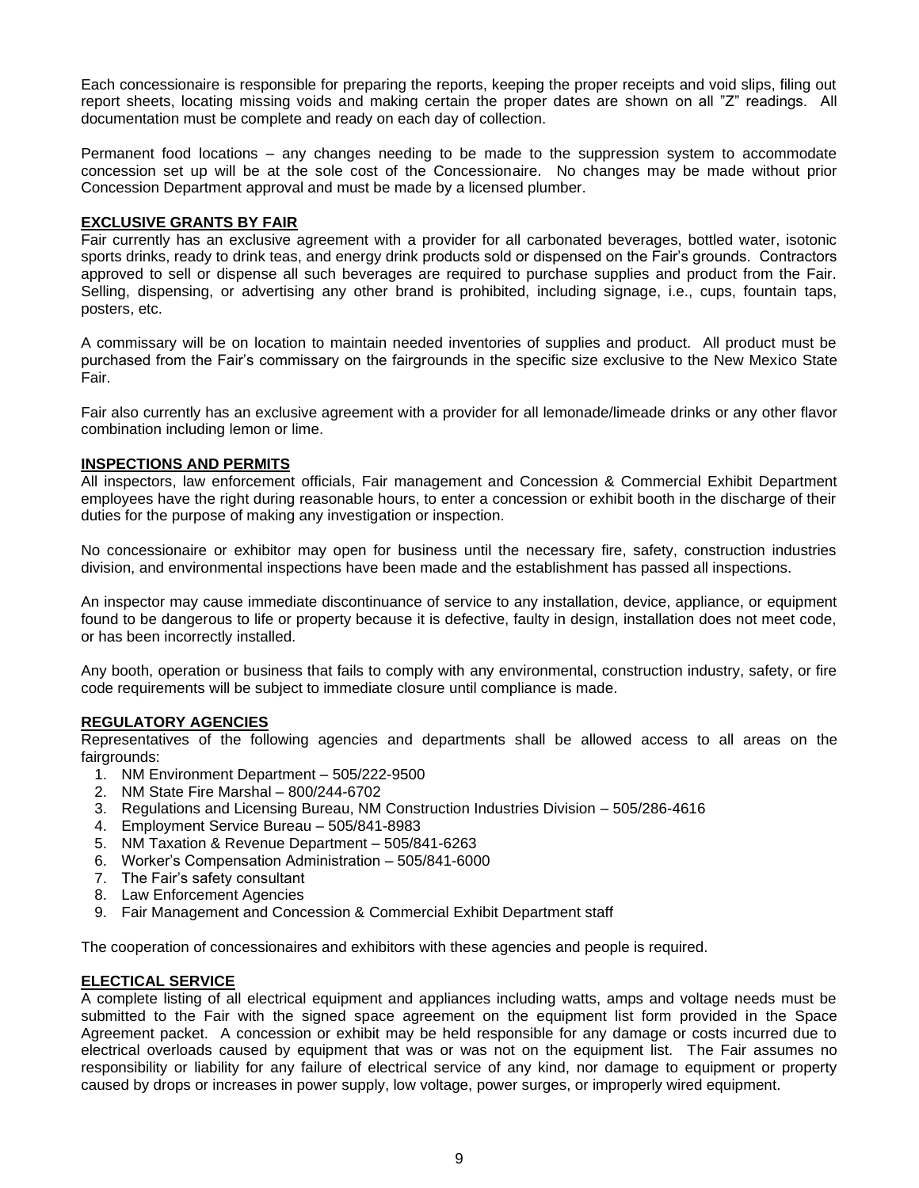Each concessionaire is responsible for preparing the reports, keeping the proper receipts and void slips, filing out report sheets, locating missing voids and making certain the proper dates are shown on all "Z" readings. All documentation must be complete and ready on each day of collection.

Permanent food locations – any changes needing to be made to the suppression system to accommodate concession set up will be at the sole cost of the Concessionaire. No changes may be made without prior Concession Department approval and must be made by a licensed plumber.

## EXCLUSIVE GRANTS BY FAIR

Fair currently has an exclusive agreement with a provider for all carbonated beverages, bottled water, isotonic sports drinks, ready to drink teas, and energy drink products sold or dispensed on the Fair's grounds. Contractors approved to sell or dispense all such beverages are required to purchase supplies and product from the Fair. Selling, dispensing, or advertising any other brand is prohibited, including signage, i.e., cups, fountain taps, posters, etc.

A commissary will be on location to maintain needed inventories of supplies and product. All product must be purchased from the Fair's commissary on the fairgrounds in the specific size exclusive to the New Mexico State Fair.

Fair also currently has an exclusive agreement with a provider for all lemonade/limeade drinks or any other flavor combination including lemon or lime.

## INSPECTIONS AND PERMITS

All inspectors, law enforcement officials, Fair management and Concession & Commercial Exhibit Department employees have the right during reasonable hours, to enter a concession or exhibit booth in the discharge of their duties for the purpose of making any investigation or inspection.

No concessionaire or exhibitor may open for business until the necessary fire, safety, construction industries division, and environmental inspections have been made and the establishment has passed all inspections.

An inspector may cause immediate discontinuance of service to any installation, device, appliance, or equipment found to be dangerous to life or property because it is defective, faulty in design, installation does not meet code, or has been incorrectly installed.

Any booth, operation or business that fails to comply with any environmental, construction industry, safety, or fire code requirements will be subject to immediate closure until compliance is made.

## REGULATORY AGENCIES

Representatives of the following agencies and departments shall be allowed access to all areas on the fairgrounds:

1. NM Environment Department – 505/222-9500
2. NM State Fire Marshal – 800/244-6702
3. Regulations and Licensing Bureau, NM Construction Industries Division – 505/286-4616
4. Employment Service Bureau – 505/841-8983
5. NM Taxation & Revenue Department – 505/841-6263
6. Worker's Compensation Administration – 505/841-6000
7. The Fair's safety consultant
8. Law Enforcement Agencies
9. Fair Management and Concession & Commercial Exhibit Department staff

The cooperation of concessionaires and exhibitors with these agencies and people is required.

## ELECTICAL SERVICE

A complete listing of all electrical equipment and appliances including watts, amps and voltage needs must be submitted to the Fair with the signed space agreement on the equipment list form provided in the Space Agreement packet. A concession or exhibit may be held responsible for any damage or costs incurred due to electrical overloads caused by equipment that was or was not on the equipment list. The Fair assumes no responsibility or liability for any failure of electrical service of any kind, nor damage to equipment or property caused by drops or increases in power supply, low voltage, power surges, or improperly wired equipment.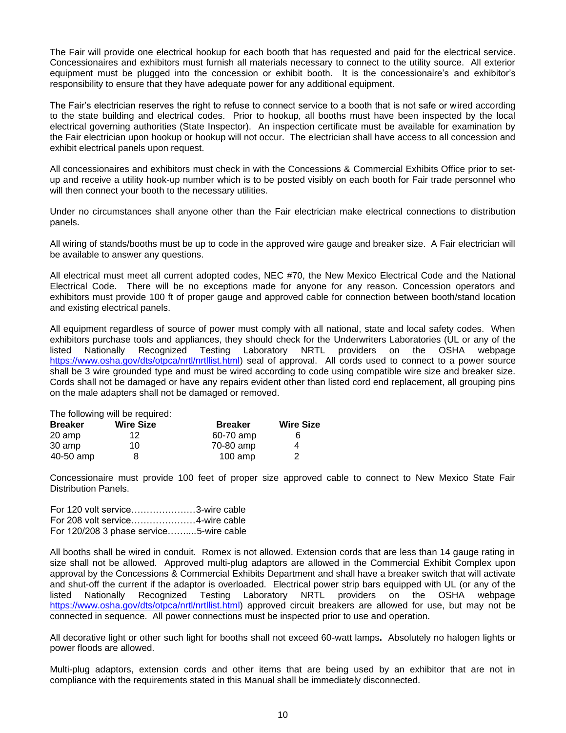The Fair will provide one electrical hookup for each booth that has requested and paid for the electrical service. Concessionaires and exhibitors must furnish all materials necessary to connect to the utility source. All exterior equipment must be plugged into the concession or exhibit booth. It is the concessionaire's and exhibitor's responsibility to ensure that they have adequate power for any additional equipment.

The Fair's electrician reserves the right to refuse to connect service to a booth that is not safe or wired according to the state building and electrical codes. Prior to hookup, all booths must have been inspected by the local electrical governing authorities (State Inspector). An inspection certificate must be available for examination by the Fair electrician upon hookup or hookup will not occur. The electrician shall have access to all concession and exhibit electrical panels upon request.

All concessionaires and exhibitors must check in with the Concessions & Commercial Exhibits Office prior to set-up and receive a utility hook-up number which is to be posted visibly on each booth for Fair trade personnel who will then connect your booth to the necessary utilities.

Under no circumstances shall anyone other than the Fair electrician make electrical connections to distribution panels.

All wiring of stands/booths must be up to code in the approved wire gauge and breaker size. A Fair electrician will be available to answer any questions.

All electrical must meet all current adopted codes, NEC #70, the New Mexico Electrical Code and the National Electrical Code. There will be no exceptions made for anyone for any reason. Concession operators and exhibitors must provide 100 ft of proper gauge and approved cable for connection between booth/stand location and existing electrical panels.

All equipment regardless of source of power must comply with all national, state and local safety codes. When exhibitors purchase tools and appliances, they should check for the Underwriters Laboratories (UL or any of the listed Nationally Recognized Testing Laboratory NRTL providers on the OSHA webpage https://www.osha.gov/dts/otpca/nrtl/nrtllist.html) seal of approval. All cords used to connect to a power source shall be 3 wire grounded type and must be wired according to code using compatible wire size and breaker size. Cords shall not be damaged or have any repairs evident other than listed cord end replacement, all grouping pins on the male adapters shall not be damaged or removed.

The following will be required:

| **Breaker** | **Wire Size** | **Breaker** | **Wire Size** |
|---|---|---|---|
| 20 amp | 12 | 60-70 amp | 6 |
| 30 amp | 10 | 70-80 amp | 4 |
| 40-50 amp | 8 | 100 amp | 2 |

Concessionaire must provide 100 feet of proper size approved cable to connect to New Mexico State Fair Distribution Panels.

For 120 volt service…………………3-wire cable
For 208 volt service…………………4-wire cable
For 120/208 3 phase service……....5-wire cable

All booths shall be wired in conduit. Romex is not allowed. Extension cords that are less than 14 gauge rating in size shall not be allowed. Approved multi-plug adaptors are allowed in the Commercial Exhibit Complex upon approval by the Concessions & Commercial Exhibits Department and shall have a breaker switch that will activate and shut-off the current if the adaptor is overloaded. Electrical power strip bars equipped with UL (or any of the listed Nationally Recognized Testing Laboratory NRTL providers on the OSHA webpage https://www.osha.gov/dts/otpca/nrtl/nrtllist.html) approved circuit breakers are allowed for use, but may not be connected in sequence. All power connections must be inspected prior to use and operation.

All decorative light or other such light for booths shall not exceed 60-watt lamps**.** Absolutely no halogen lights or power floods are allowed.

Multi-plug adaptors, extension cords and other items that are being used by an exhibitor that are not in compliance with the requirements stated in this Manual shall be immediately disconnected.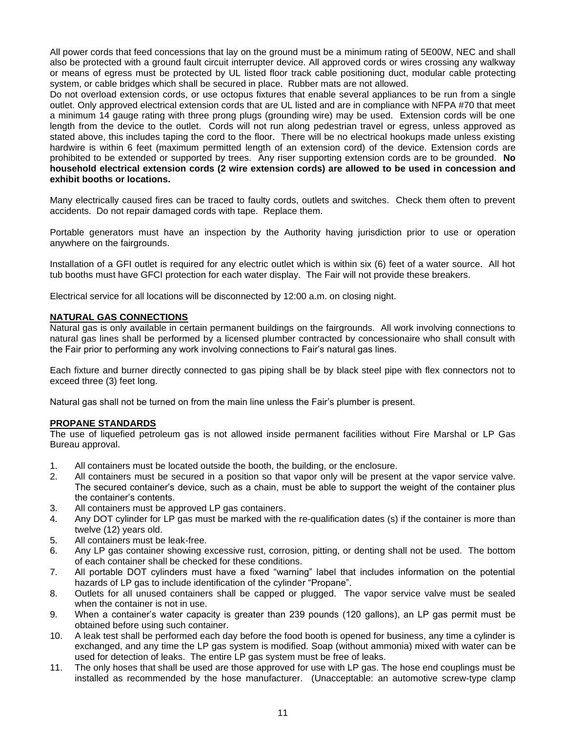All power cords that feed concessions that lay on the ground must be a minimum rating of 5E00W, NEC and shall also be protected with a ground fault circuit interrupter device. All approved cords or wires crossing any walkway or means of egress must be protected by UL listed floor track cable positioning duct, modular cable protecting system, or cable bridges which shall be secured in place. Rubber mats are not allowed.

Do not overload extension cords, or use octopus fixtures that enable several appliances to be run from a single outlet. Only approved electrical extension cords that are UL listed and are in compliance with NFPA #70 that meet a minimum 14 gauge rating with three prong plugs (grounding wire) may be used. Extension cords will be one length from the device to the outlet. Cords will not run along pedestrian travel or egress, unless approved as stated above, this includes taping the cord to the floor. There will be no electrical hookups made unless existing hardwire is within 6 feet (maximum permitted length of an extension cord) of the device. Extension cords are prohibited to be extended or supported by trees. Any riser supporting extension cords are to be grounded. **No household electrical extension cords (2 wire extension cords) are allowed to be used in concession and exhibit booths or locations.**

Many electrically caused fires can be traced to faulty cords, outlets and switches. Check them often to prevent accidents. Do not repair damaged cords with tape. Replace them.

Portable generators must have an inspection by the Authority having jurisdiction prior to use or operation anywhere on the fairgrounds.

Installation of a GFI outlet is required for any electric outlet which is within six (6) feet of a water source. All hot tub booths must have GFCI protection for each water display. The Fair will not provide these breakers.

Electrical service for all locations will be disconnected by 12:00 a.m. on closing night.

## NATURAL GAS CONNECTIONS

Natural gas is only available in certain permanent buildings on the fairgrounds. All work involving connections to natural gas lines shall be performed by a licensed plumber contracted by concessionaire who shall consult with the Fair prior to performing any work involving connections to Fair's natural gas lines.

Each fixture and burner directly connected to gas piping shall be by black steel pipe with flex connectors not to exceed three (3) feet long.

Natural gas shall not be turned on from the main line unless the Fair's plumber is present.

## PROPANE STANDARDS

The use of liquefied petroleum gas is not allowed inside permanent facilities without Fire Marshal or LP Gas Bureau approval.

1. All containers must be located outside the booth, the building, or the enclosure.
2. All containers must be secured in a position so that vapor only will be present at the vapor service valve. The secured container's device, such as a chain, must be able to support the weight of the container plus the container's contents.
3. All containers must be approved LP gas containers.
4. Any DOT cylinder for LP gas must be marked with the re-qualification dates (s) if the container is more than twelve (12) years old.
5. All containers must be leak-free.
6. Any LP gas container showing excessive rust, corrosion, pitting, or denting shall not be used. The bottom of each container shall be checked for these conditions.
7. All portable DOT cylinders must have a fixed "warning" label that includes information on the potential hazards of LP gas to include identification of the cylinder "Propane".
8. Outlets for all unused containers shall be capped or plugged. The vapor service valve must be sealed when the container is not in use.
9. When a container's water capacity is greater than 239 pounds (120 gallons), an LP gas permit must be obtained before using such container.
10. A leak test shall be performed each day before the food booth is opened for business, any time a cylinder is exchanged, and any time the LP gas system is modified. Soap (without ammonia) mixed with water can be used for detection of leaks. The entire LP gas system must be free of leaks.
11. The only hoses that shall be used are those approved for use with LP gas. The hose end couplings must be installed as recommended by the hose manufacturer. (Unacceptable: an automotive screw-type clamp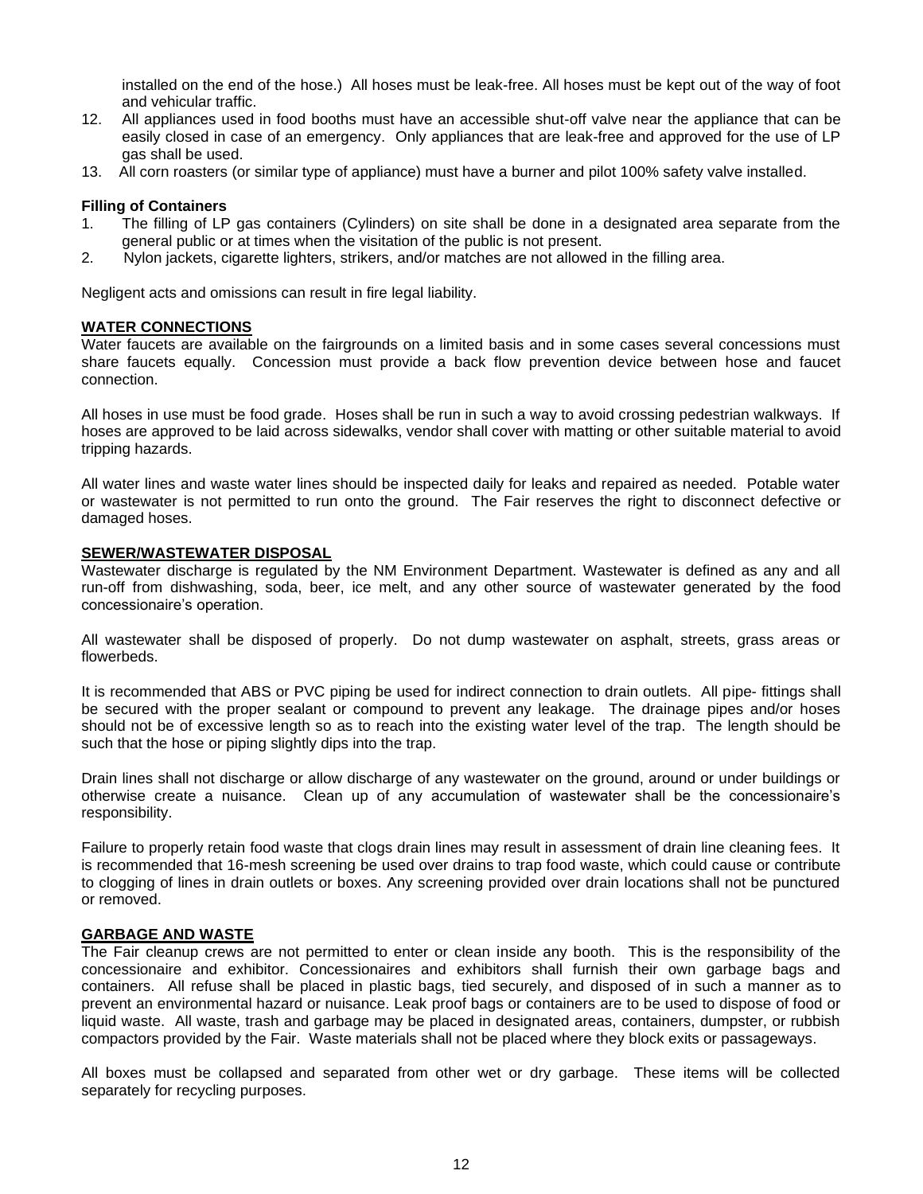installed on the end of the hose.) All hoses must be leak-free. All hoses must be kept out of the way of foot and vehicular traffic.

12. All appliances used in food booths must have an accessible shut-off valve near the appliance that can be easily closed in case of an emergency. Only appliances that are leak-free and approved for the use of LP gas shall be used.
13. All corn roasters (or similar type of appliance) must have a burner and pilot 100% safety valve installed.

**Filling of Containers**

1. The filling of LP gas containers (Cylinders) on site shall be done in a designated area separate from the general public or at times when the visitation of the public is not present.
2. Nylon jackets, cigarette lighters, strikers, and/or matches are not allowed in the filling area.

Negligent acts and omissions can result in fire legal liability.

## WATER CONNECTIONS

Water faucets are available on the fairgrounds on a limited basis and in some cases several concessions must share faucets equally. Concession must provide a back flow prevention device between hose and faucet connection.

All hoses in use must be food grade. Hoses shall be run in such a way to avoid crossing pedestrian walkways. If hoses are approved to be laid across sidewalks, vendor shall cover with matting or other suitable material to avoid tripping hazards.

All water lines and waste water lines should be inspected daily for leaks and repaired as needed. Potable water or wastewater is not permitted to run onto the ground. The Fair reserves the right to disconnect defective or damaged hoses.

## SEWER/WASTEWATER DISPOSAL

Wastewater discharge is regulated by the NM Environment Department. Wastewater is defined as any and all run-off from dishwashing, soda, beer, ice melt, and any other source of wastewater generated by the food concessionaire's operation.

All wastewater shall be disposed of properly. Do not dump wastewater on asphalt, streets, grass areas or flowerbeds.

It is recommended that ABS or PVC piping be used for indirect connection to drain outlets. All pipe- fittings shall be secured with the proper sealant or compound to prevent any leakage. The drainage pipes and/or hoses should not be of excessive length so as to reach into the existing water level of the trap. The length should be such that the hose or piping slightly dips into the trap.

Drain lines shall not discharge or allow discharge of any wastewater on the ground, around or under buildings or otherwise create a nuisance. Clean up of any accumulation of wastewater shall be the concessionaire's responsibility.

Failure to properly retain food waste that clogs drain lines may result in assessment of drain line cleaning fees. It is recommended that 16-mesh screening be used over drains to trap food waste, which could cause or contribute to clogging of lines in drain outlets or boxes. Any screening provided over drain locations shall not be punctured or removed.

## GARBAGE AND WASTE

The Fair cleanup crews are not permitted to enter or clean inside any booth. This is the responsibility of the concessionaire and exhibitor. Concessionaires and exhibitors shall furnish their own garbage bags and containers. All refuse shall be placed in plastic bags, tied securely, and disposed of in such a manner as to prevent an environmental hazard or nuisance. Leak proof bags or containers are to be used to dispose of food or liquid waste. All waste, trash and garbage may be placed in designated areas, containers, dumpster, or rubbish compactors provided by the Fair. Waste materials shall not be placed where they block exits or passageways.

All boxes must be collapsed and separated from other wet or dry garbage. These items will be collected separately for recycling purposes.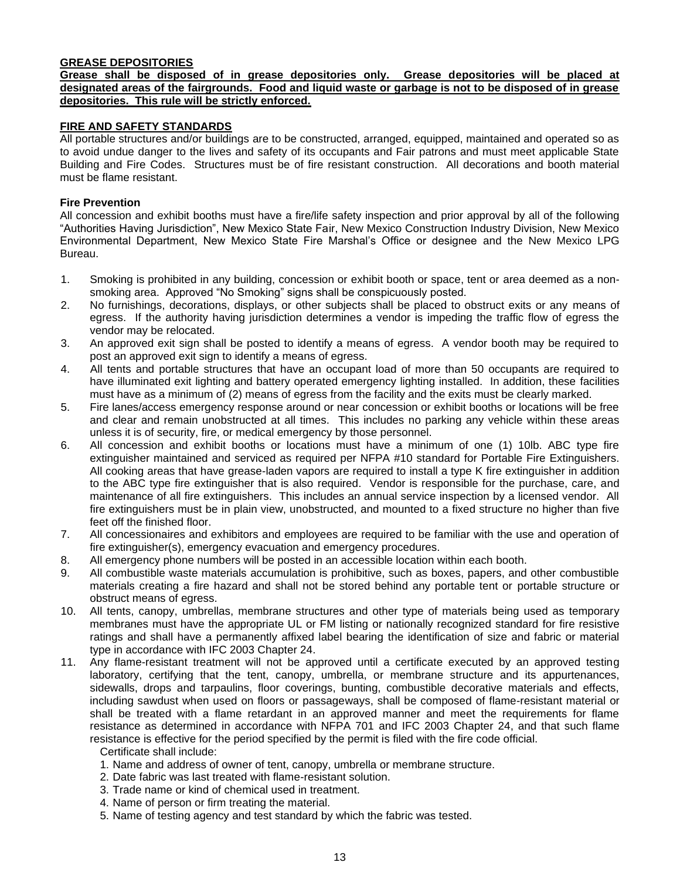**GREASE DEPOSITORIES**

**Grease shall be disposed of in grease depositories only. Grease depositories will be placed at designated areas of the fairgrounds. Food and liquid waste or garbage is not to be disposed of in grease depositories. This rule will be strictly enforced.**

**FIRE AND SAFETY STANDARDS**

All portable structures and/or buildings are to be constructed, arranged, equipped, maintained and operated so as to avoid undue danger to the lives and safety of its occupants and Fair patrons and must meet applicable State Building and Fire Codes. Structures must be of fire resistant construction. All decorations and booth material must be flame resistant.

**Fire Prevention**

All concession and exhibit booths must have a fire/life safety inspection and prior approval by all of the following "Authorities Having Jurisdiction", New Mexico State Fair, New Mexico Construction Industry Division, New Mexico Environmental Department, New Mexico State Fire Marshal's Office or designee and the New Mexico LPG Bureau.

1. Smoking is prohibited in any building, concession or exhibit booth or space, tent or area deemed as a non-smoking area. Approved "No Smoking" signs shall be conspicuously posted.
2. No furnishings, decorations, displays, or other subjects shall be placed to obstruct exits or any means of egress. If the authority having jurisdiction determines a vendor is impeding the traffic flow of egress the vendor may be relocated.
3. An approved exit sign shall be posted to identify a means of egress. A vendor booth may be required to post an approved exit sign to identify a means of egress.
4. All tents and portable structures that have an occupant load of more than 50 occupants are required to have illuminated exit lighting and battery operated emergency lighting installed. In addition, these facilities must have as a minimum of (2) means of egress from the facility and the exits must be clearly marked.
5. Fire lanes/access emergency response around or near concession or exhibit booths or locations will be free and clear and remain unobstructed at all times. This includes no parking any vehicle within these areas unless it is of security, fire, or medical emergency by those personnel.
6. All concession and exhibit booths or locations must have a minimum of one (1) 10lb. ABC type fire extinguisher maintained and serviced as required per NFPA #10 standard for Portable Fire Extinguishers. All cooking areas that have grease-laden vapors are required to install a type K fire extinguisher in addition to the ABC type fire extinguisher that is also required. Vendor is responsible for the purchase, care, and maintenance of all fire extinguishers. This includes an annual service inspection by a licensed vendor. All fire extinguishers must be in plain view, unobstructed, and mounted to a fixed structure no higher than five feet off the finished floor.
7. All concessionaires and exhibitors and employees are required to be familiar with the use and operation of fire extinguisher(s), emergency evacuation and emergency procedures.
8. All emergency phone numbers will be posted in an accessible location within each booth.
9. All combustible waste materials accumulation is prohibitive, such as boxes, papers, and other combustible materials creating a fire hazard and shall not be stored behind any portable tent or portable structure or obstruct means of egress.
10. All tents, canopy, umbrellas, membrane structures and other type of materials being used as temporary membranes must have the appropriate UL or FM listing or nationally recognized standard for fire resistive ratings and shall have a permanently affixed label bearing the identification of size and fabric or material type in accordance with IFC 2003 Chapter 24.
11. Any flame-resistant treatment will not be approved until a certificate executed by an approved testing laboratory, certifying that the tent, canopy, umbrella, or membrane structure and its appurtenances, sidewalls, drops and tarpaulins, floor coverings, bunting, combustible decorative materials and effects, including sawdust when used on floors or passageways, shall be composed of flame-resistant material or shall be treated with a flame retardant in an approved manner and meet the requirements for flame resistance as determined in accordance with NFPA 701 and IFC 2003 Chapter 24, and that such flame resistance is effective for the period specified by the permit is filed with the fire code official.

    Certificate shall include:

    1. Name and address of owner of tent, canopy, umbrella or membrane structure.
    2. Date fabric was last treated with flame-resistant solution.
    3. Trade name or kind of chemical used in treatment.
    4. Name of person or firm treating the material.
    5. Name of testing agency and test standard by which the fabric was tested.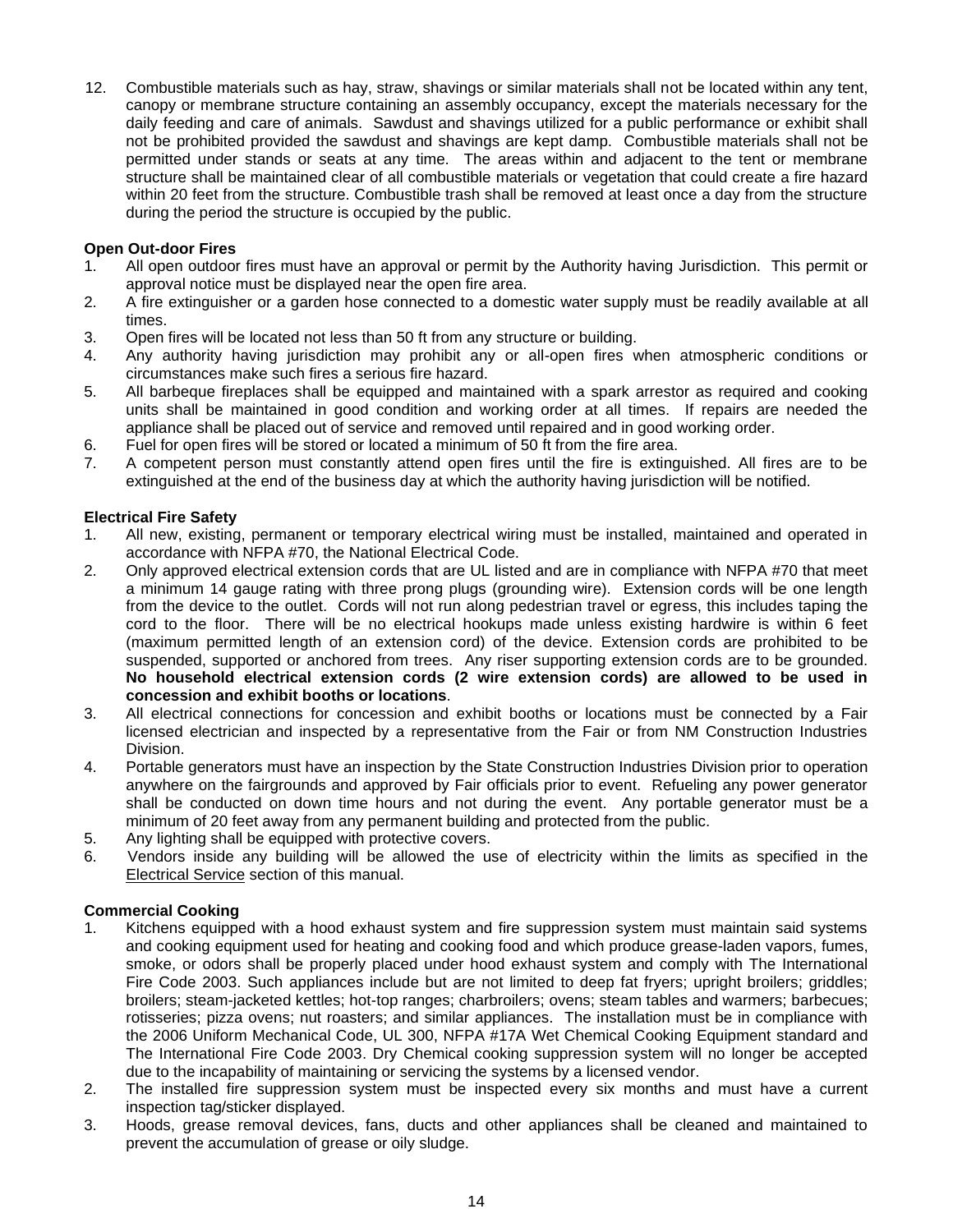12. Combustible materials such as hay, straw, shavings or similar materials shall not be located within any tent, canopy or membrane structure containing an assembly occupancy, except the materials necessary for the daily feeding and care of animals. Sawdust and shavings utilized for a public performance or exhibit shall not be prohibited provided the sawdust and shavings are kept damp. Combustible materials shall not be permitted under stands or seats at any time. The areas within and adjacent to the tent or membrane structure shall be maintained clear of all combustible materials or vegetation that could create a fire hazard within 20 feet from the structure. Combustible trash shall be removed at least once a day from the structure during the period the structure is occupied by the public.

**Open Out-door Fires**

1. All open outdoor fires must have an approval or permit by the Authority having Jurisdiction. This permit or approval notice must be displayed near the open fire area.
2. A fire extinguisher or a garden hose connected to a domestic water supply must be readily available at all times.
3. Open fires will be located not less than 50 ft from any structure or building.
4. Any authority having jurisdiction may prohibit any or all-open fires when atmospheric conditions or circumstances make such fires a serious fire hazard.
5. All barbeque fireplaces shall be equipped and maintained with a spark arrestor as required and cooking units shall be maintained in good condition and working order at all times. If repairs are needed the appliance shall be placed out of service and removed until repaired and in good working order.
6. Fuel for open fires will be stored or located a minimum of 50 ft from the fire area.
7. A competent person must constantly attend open fires until the fire is extinguished. All fires are to be extinguished at the end of the business day at which the authority having jurisdiction will be notified.

**Electrical Fire Safety**

1. All new, existing, permanent or temporary electrical wiring must be installed, maintained and operated in accordance with NFPA #70, the National Electrical Code.
2. Only approved electrical extension cords that are UL listed and are in compliance with NFPA #70 that meet a minimum 14 gauge rating with three prong plugs (grounding wire). Extension cords will be one length from the device to the outlet. Cords will not run along pedestrian travel or egress, this includes taping the cord to the floor. There will be no electrical hookups made unless existing hardwire is within 6 feet (maximum permitted length of an extension cord) of the device. Extension cords are prohibited to be suspended, supported or anchored from trees. Any riser supporting extension cords are to be grounded. **No household electrical extension cords (2 wire extension cords) are allowed to be used in concession and exhibit booths or locations**.
3. All electrical connections for concession and exhibit booths or locations must be connected by a Fair licensed electrician and inspected by a representative from the Fair or from NM Construction Industries Division.
4. Portable generators must have an inspection by the State Construction Industries Division prior to operation anywhere on the fairgrounds and approved by Fair officials prior to event. Refueling any power generator shall be conducted on down time hours and not during the event. Any portable generator must be a minimum of 20 feet away from any permanent building and protected from the public.
5. Any lighting shall be equipped with protective covers.
6. Vendors inside any building will be allowed the use of electricity within the limits as specified in the Electrical Service section of this manual.

**Commercial Cooking**

1. Kitchens equipped with a hood exhaust system and fire suppression system must maintain said systems and cooking equipment used for heating and cooking food and which produce grease-laden vapors, fumes, smoke, or odors shall be properly placed under hood exhaust system and comply with The International Fire Code 2003. Such appliances include but are not limited to deep fat fryers; upright broilers; griddles; broilers; steam-jacketed kettles; hot-top ranges; charbroilers; ovens; steam tables and warmers; barbecues; rotisseries; pizza ovens; nut roasters; and similar appliances. The installation must be in compliance with the 2006 Uniform Mechanical Code, UL 300, NFPA #17A Wet Chemical Cooking Equipment standard and The International Fire Code 2003. Dry Chemical cooking suppression system will no longer be accepted due to the incapability of maintaining or servicing the systems by a licensed vendor.
2. The installed fire suppression system must be inspected every six months and must have a current inspection tag/sticker displayed.
3. Hoods, grease removal devices, fans, ducts and other appliances shall be cleaned and maintained to prevent the accumulation of grease or oily sludge.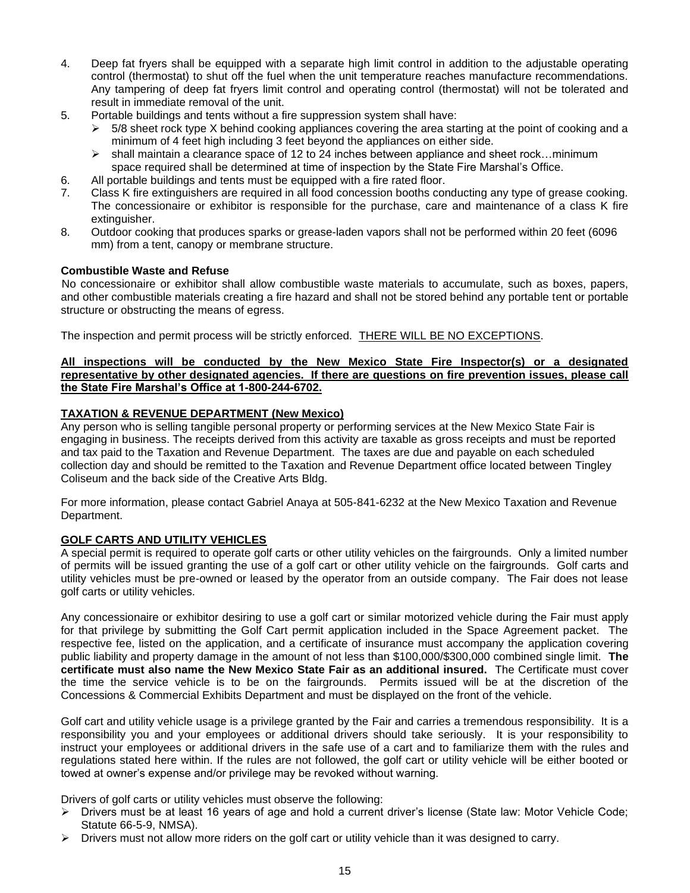4. Deep fat fryers shall be equipped with a separate high limit control in addition to the adjustable operating control (thermostat) to shut off the fuel when the unit temperature reaches manufacture recommendations. Any tampering of deep fat fryers limit control and operating control (thermostat) will not be tolerated and result in immediate removal of the unit.
5. Portable buildings and tents without a fire suppression system shall have:
   - 5/8 sheet rock type X behind cooking appliances covering the area starting at the point of cooking and a minimum of 4 feet high including 3 feet beyond the appliances on either side.
   - shall maintain a clearance space of 12 to 24 inches between appliance and sheet rock…minimum space required shall be determined at time of inspection by the State Fire Marshal's Office.
6. All portable buildings and tents must be equipped with a fire rated floor.
7. Class K fire extinguishers are required in all food concession booths conducting any type of grease cooking. The concessionaire or exhibitor is responsible for the purchase, care and maintenance of a class K fire extinguisher.
8. Outdoor cooking that produces sparks or grease-laden vapors shall not be performed within 20 feet (6096 mm) from a tent, canopy or membrane structure.

**Combustible Waste and Refuse**

No concessionaire or exhibitor shall allow combustible waste materials to accumulate, such as boxes, papers, and other combustible materials creating a fire hazard and shall not be stored behind any portable tent or portable structure or obstructing the means of egress.

The inspection and permit process will be strictly enforced. <u>THERE WILL BE NO EXCEPTIONS</u>.

**<u>All inspections will be conducted by the New Mexico State Fire Inspector(s) or a designated representative by other designated agencies. If there are questions on fire prevention issues, please call the State Fire Marshal's Office at 1-800-244-6702.</u>**

## TAXATION & REVENUE DEPARTMENT (New Mexico)

Any person who is selling tangible personal property or performing services at the New Mexico State Fair is engaging in business. The receipts derived from this activity are taxable as gross receipts and must be reported and tax paid to the Taxation and Revenue Department. The taxes are due and payable on each scheduled collection day and should be remitted to the Taxation and Revenue Department office located between Tingley Coliseum and the back side of the Creative Arts Bldg.

For more information, please contact Gabriel Anaya at 505-841-6232 at the New Mexico Taxation and Revenue Department.

## GOLF CARTS AND UTILITY VEHICLES

A special permit is required to operate golf carts or other utility vehicles on the fairgrounds. Only a limited number of permits will be issued granting the use of a golf cart or other utility vehicle on the fairgrounds. Golf carts and utility vehicles must be pre-owned or leased by the operator from an outside company. The Fair does not lease golf carts or utility vehicles.

Any concessionaire or exhibitor desiring to use a golf cart or similar motorized vehicle during the Fair must apply for that privilege by submitting the Golf Cart permit application included in the Space Agreement packet. The respective fee, listed on the application, and a certificate of insurance must accompany the application covering public liability and property damage in the amount of not less than $100,000/$300,000 combined single limit. **The certificate must also name the New Mexico State Fair as an additional insured.** The Certificate must cover the time the service vehicle is to be on the fairgrounds. Permits issued will be at the discretion of the Concessions & Commercial Exhibits Department and must be displayed on the front of the vehicle.

Golf cart and utility vehicle usage is a privilege granted by the Fair and carries a tremendous responsibility. It is a responsibility you and your employees or additional drivers should take seriously. It is your responsibility to instruct your employees or additional drivers in the safe use of a cart and to familiarize them with the rules and regulations stated here within. If the rules are not followed, the golf cart or utility vehicle will be either booted or towed at owner's expense and/or privilege may be revoked without warning.

Drivers of golf carts or utility vehicles must observe the following:

- Drivers must be at least 16 years of age and hold a current driver's license (State law: Motor Vehicle Code; Statute 66-5-9, NMSA).
- Drivers must not allow more riders on the golf cart or utility vehicle than it was designed to carry.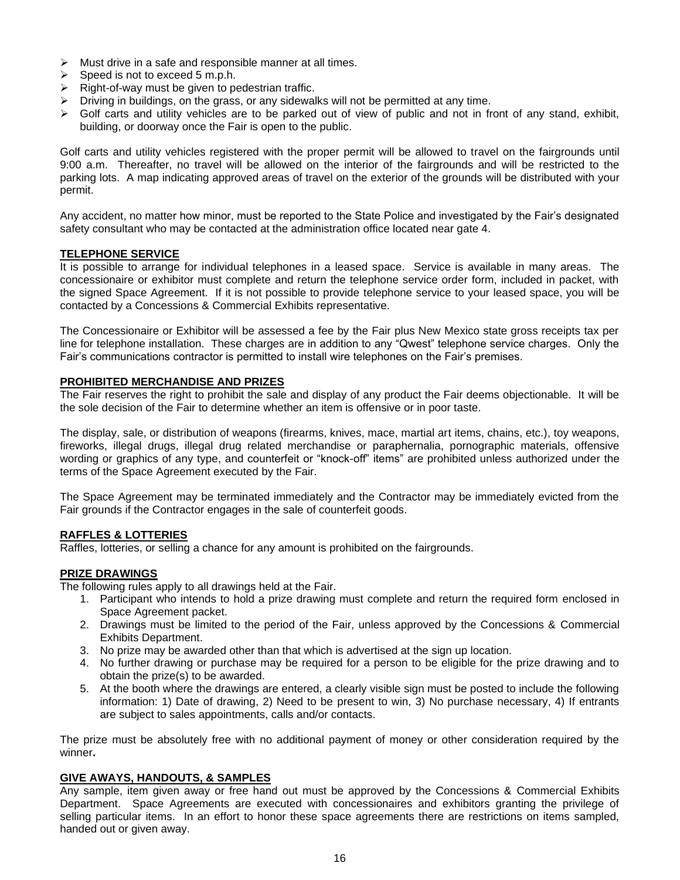- Must drive in a safe and responsible manner at all times.
- Speed is not to exceed 5 m.p.h.
- Right-of-way must be given to pedestrian traffic.
- Driving in buildings, on the grass, or any sidewalks will not be permitted at any time.
- Golf carts and utility vehicles are to be parked out of view of public and not in front of any stand, exhibit, building, or doorway once the Fair is open to the public.

Golf carts and utility vehicles registered with the proper permit will be allowed to travel on the fairgrounds until 9:00 a.m. Thereafter, no travel will be allowed on the interior of the fairgrounds and will be restricted to the parking lots. A map indicating approved areas of travel on the exterior of the grounds will be distributed with your permit.

Any accident, no matter how minor, must be reported to the State Police and investigated by the Fair's designated safety consultant who may be contacted at the administration office located near gate 4.

## TELEPHONE SERVICE

It is possible to arrange for individual telephones in a leased space. Service is available in many areas. The concessionaire or exhibitor must complete and return the telephone service order form, included in packet, with the signed Space Agreement. If it is not possible to provide telephone service to your leased space, you will be contacted by a Concessions & Commercial Exhibits representative.

The Concessionaire or Exhibitor will be assessed a fee by the Fair plus New Mexico state gross receipts tax per line for telephone installation. These charges are in addition to any "Qwest" telephone service charges. Only the Fair's communications contractor is permitted to install wire telephones on the Fair's premises.

## PROHIBITED MERCHANDISE AND PRIZES

The Fair reserves the right to prohibit the sale and display of any product the Fair deems objectionable. It will be the sole decision of the Fair to determine whether an item is offensive or in poor taste.

The display, sale, or distribution of weapons (firearms, knives, mace, martial art items, chains, etc.), toy weapons, fireworks, illegal drugs, illegal drug related merchandise or paraphernalia, pornographic materials, offensive wording or graphics of any type, and counterfeit or "knock-off" items" are prohibited unless authorized under the terms of the Space Agreement executed by the Fair.

The Space Agreement may be terminated immediately and the Contractor may be immediately evicted from the Fair grounds if the Contractor engages in the sale of counterfeit goods.

## RAFFLES & LOTTERIES

Raffles, lotteries, or selling a chance for any amount is prohibited on the fairgrounds.

## PRIZE DRAWINGS

The following rules apply to all drawings held at the Fair.

1. Participant who intends to hold a prize drawing must complete and return the required form enclosed in Space Agreement packet.
2. Drawings must be limited to the period of the Fair, unless approved by the Concessions & Commercial Exhibits Department.
3. No prize may be awarded other than that which is advertised at the sign up location.
4. No further drawing or purchase may be required for a person to be eligible for the prize drawing and to obtain the prize(s) to be awarded.
5. At the booth where the drawings are entered, a clearly visible sign must be posted to include the following information: 1) Date of drawing, 2) Need to be present to win, 3) No purchase necessary, 4) If entrants are subject to sales appointments, calls and/or contacts.

The prize must be absolutely free with no additional payment of money or other consideration required by the winner**.**

## GIVE AWAYS, HANDOUTS, & SAMPLES

Any sample, item given away or free hand out must be approved by the Concessions & Commercial Exhibits Department. Space Agreements are executed with concessionaires and exhibitors granting the privilege of selling particular items. In an effort to honor these space agreements there are restrictions on items sampled, handed out or given away.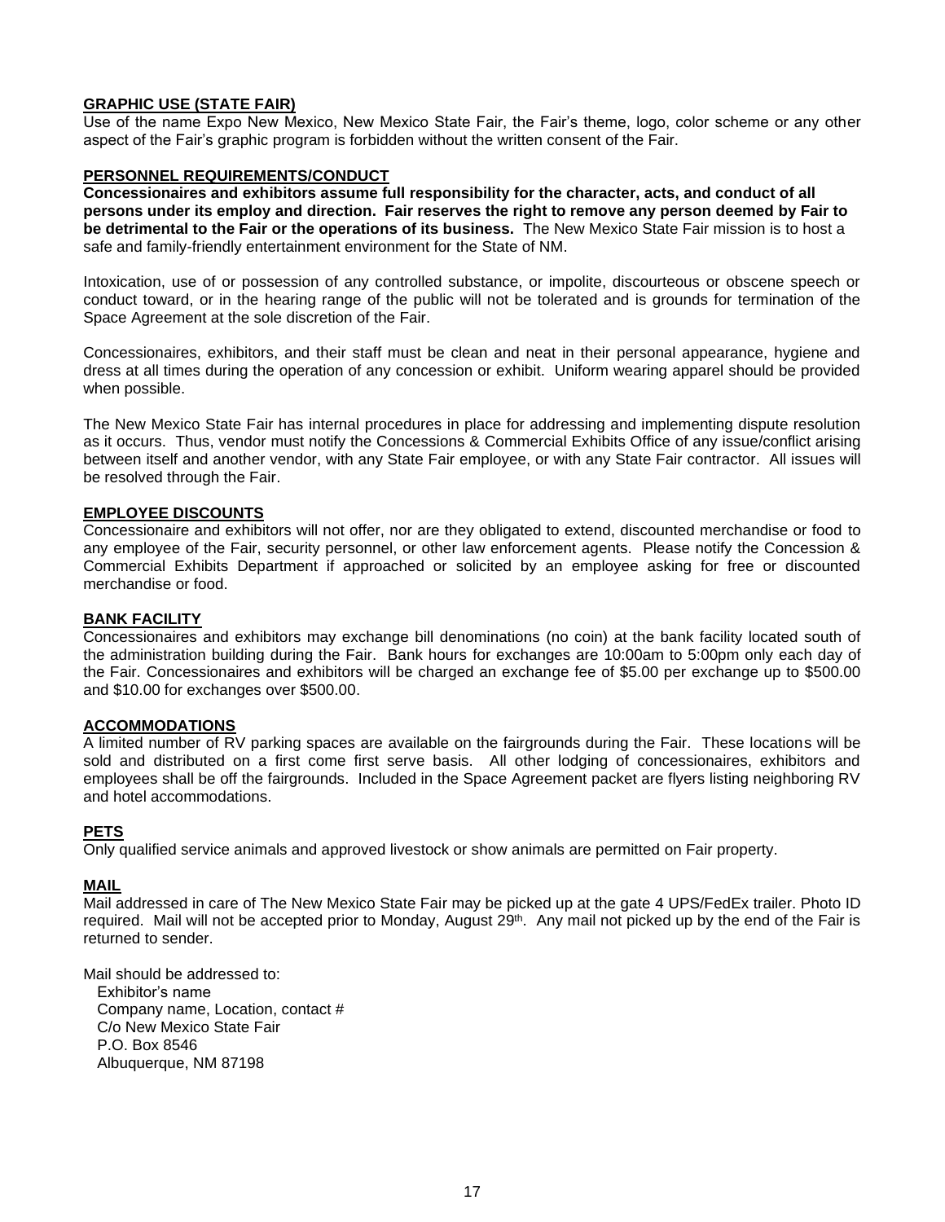## GRAPHIC USE (STATE FAIR)

Use of the name Expo New Mexico, New Mexico State Fair, the Fair's theme, logo, color scheme or any other aspect of the Fair's graphic program is forbidden without the written consent of the Fair.

## PERSONNEL REQUIREMENTS/CONDUCT

**Concessionaires and exhibitors assume full responsibility for the character, acts, and conduct of all persons under its employ and direction. Fair reserves the right to remove any person deemed by Fair to be detrimental to the Fair or the operations of its business.** The New Mexico State Fair mission is to host a safe and family-friendly entertainment environment for the State of NM.

Intoxication, use of or possession of any controlled substance, or impolite, discourteous or obscene speech or conduct toward, or in the hearing range of the public will not be tolerated and is grounds for termination of the Space Agreement at the sole discretion of the Fair.

Concessionaires, exhibitors, and their staff must be clean and neat in their personal appearance, hygiene and dress at all times during the operation of any concession or exhibit. Uniform wearing apparel should be provided when possible.

The New Mexico State Fair has internal procedures in place for addressing and implementing dispute resolution as it occurs. Thus, vendor must notify the Concessions & Commercial Exhibits Office of any issue/conflict arising between itself and another vendor, with any State Fair employee, or with any State Fair contractor. All issues will be resolved through the Fair.

## EMPLOYEE DISCOUNTS

Concessionaire and exhibitors will not offer, nor are they obligated to extend, discounted merchandise or food to any employee of the Fair, security personnel, or other law enforcement agents. Please notify the Concession & Commercial Exhibits Department if approached or solicited by an employee asking for free or discounted merchandise or food.

## BANK FACILITY

Concessionaires and exhibitors may exchange bill denominations (no coin) at the bank facility located south of the administration building during the Fair. Bank hours for exchanges are 10:00am to 5:00pm only each day of the Fair. Concessionaires and exhibitors will be charged an exchange fee of $5.00 per exchange up to $500.00 and $10.00 for exchanges over $500.00.

## ACCOMMODATIONS

A limited number of RV parking spaces are available on the fairgrounds during the Fair. These locations will be sold and distributed on a first come first serve basis. All other lodging of concessionaires, exhibitors and employees shall be off the fairgrounds. Included in the Space Agreement packet are flyers listing neighboring RV and hotel accommodations.

## PETS

Only qualified service animals and approved livestock or show animals are permitted on Fair property.

## MAIL

Mail addressed in care of The New Mexico State Fair may be picked up at the gate 4 UPS/FedEx trailer. Photo ID required. Mail will not be accepted prior to Monday, August 29th. Any mail not picked up by the end of the Fair is returned to sender.

Mail should be addressed to:

Exhibitor's name
Company name, Location, contact #
C/o New Mexico State Fair
P.O. Box 8546
Albuquerque, NM 87198